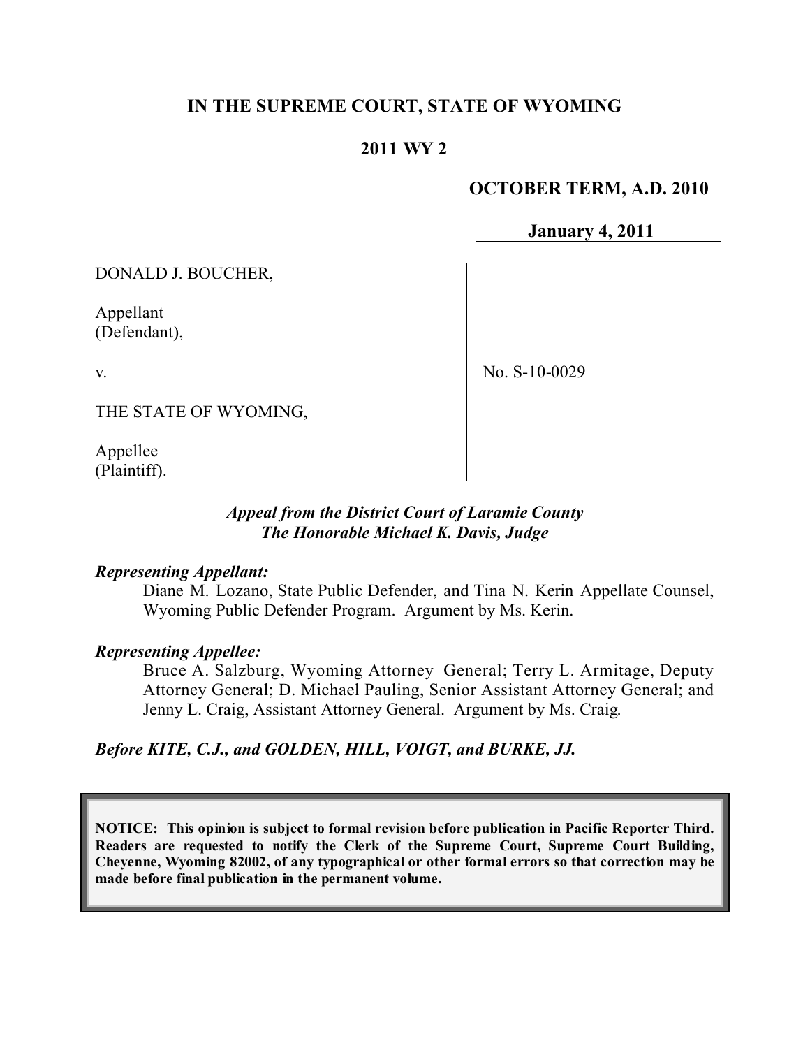**IN THE SUPREME COURT, STATE OF WYOMING**

**2011 WY 2**

**OCTOBER TERM, A.D. 2010**

**January 4, 2011**

| | |
|---|---|
| DONALD J. BOUCHER,<br><br>Appellant<br>(Defendant),<br><br>v.<br><br>THE STATE OF WYOMING,<br><br>Appellee<br>(Plaintiff). | No. S-10-0029 |

***Appeal from the District Court of Laramie County***
***The Honorable Michael K. Davis, Judge***

***Representing Appellant:***

Diane M. Lozano, State Public Defender, and Tina N. Kerin Appellate Counsel, Wyoming Public Defender Program. Argument by Ms. Kerin.

***Representing Appellee:***

Bruce A. Salzburg, Wyoming Attorney General; Terry L. Armitage, Deputy Attorney General; D. Michael Pauling, Senior Assistant Attorney General; and Jenny L. Craig, Assistant Attorney General. Argument by Ms. Craig.

***Before KITE, C.J., and GOLDEN, HILL, VOIGT, and BURKE, JJ.***

**NOTICE: This opinion is subject to formal revision before publication in Pacific Reporter Third. Readers are requested to notify the Clerk of the Supreme Court, Supreme Court Building, Cheyenne, Wyoming 82002, of any typographical or other formal errors so that correction may be made before final publication in the permanent volume.**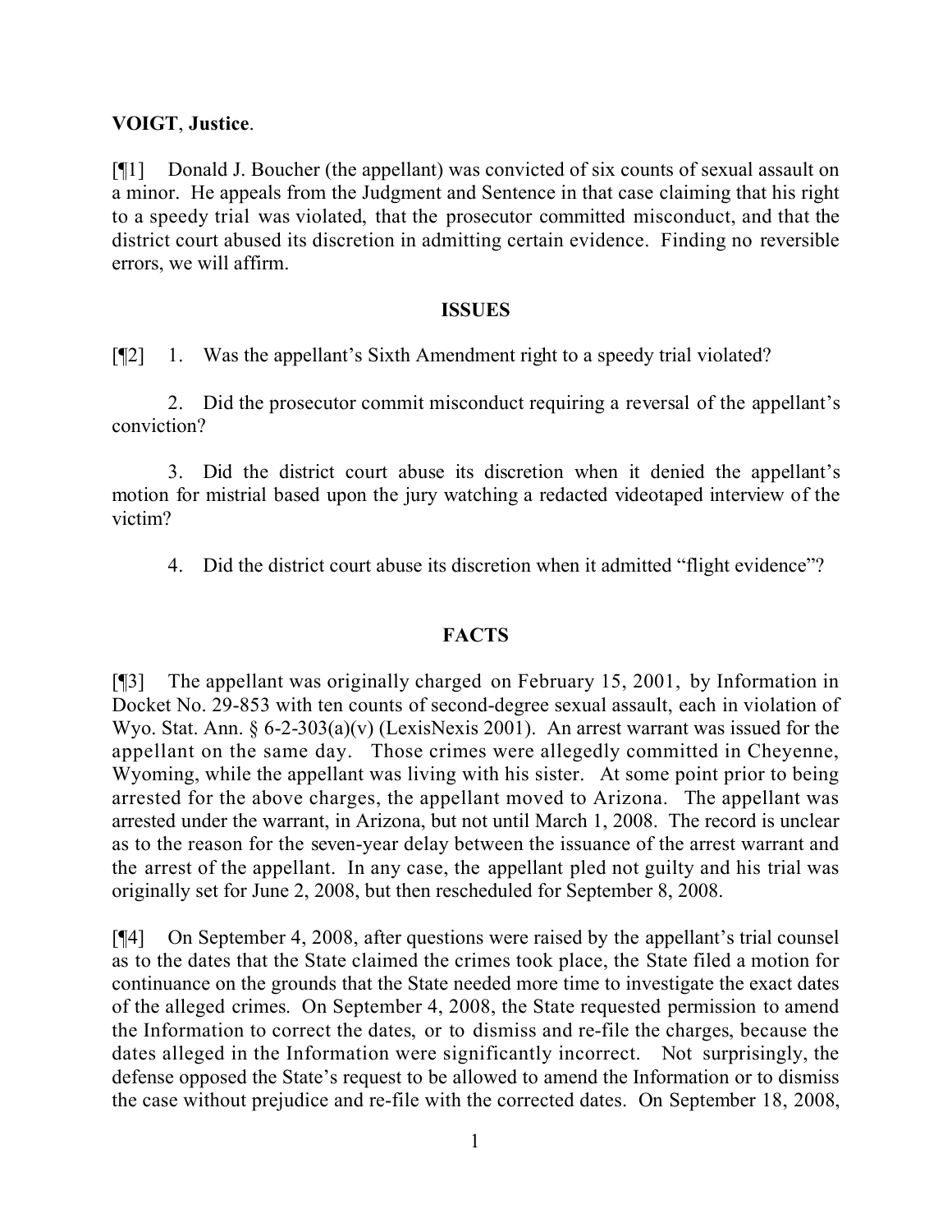**VOIGT**, **Justice**.

[¶1] Donald J. Boucher (the appellant) was convicted of six counts of sexual assault on a minor. He appeals from the Judgment and Sentence in that case claiming that his right to a speedy trial was violated, that the prosecutor committed misconduct, and that the district court abused its discretion in admitting certain evidence. Finding no reversible errors, we will affirm.

## ISSUES

[¶2] 1. Was the appellant's Sixth Amendment right to a speedy trial violated?

2. Did the prosecutor commit misconduct requiring a reversal of the appellant's conviction?

3. Did the district court abuse its discretion when it denied the appellant's motion for mistrial based upon the jury watching a redacted videotaped interview of the victim?

4. Did the district court abuse its discretion when it admitted "flight evidence"?

## FACTS

[¶3] The appellant was originally charged on February 15, 2001, by Information in Docket No. 29-853 with ten counts of second-degree sexual assault, each in violation of Wyo. Stat. Ann. § 6-2-303(a)(v) (LexisNexis 2001). An arrest warrant was issued for the appellant on the same day. Those crimes were allegedly committed in Cheyenne, Wyoming, while the appellant was living with his sister. At some point prior to being arrested for the above charges, the appellant moved to Arizona. The appellant was arrested under the warrant, in Arizona, but not until March 1, 2008. The record is unclear as to the reason for the seven-year delay between the issuance of the arrest warrant and the arrest of the appellant. In any case, the appellant pled not guilty and his trial was originally set for June 2, 2008, but then rescheduled for September 8, 2008.

[¶4] On September 4, 2008, after questions were raised by the appellant's trial counsel as to the dates that the State claimed the crimes took place, the State filed a motion for continuance on the grounds that the State needed more time to investigate the exact dates of the alleged crimes. On September 4, 2008, the State requested permission to amend the Information to correct the dates, or to dismiss and re-file the charges, because the dates alleged in the Information were significantly incorrect. Not surprisingly, the defense opposed the State's request to be allowed to amend the Information or to dismiss the case without prejudice and re-file with the corrected dates. On September 18, 2008,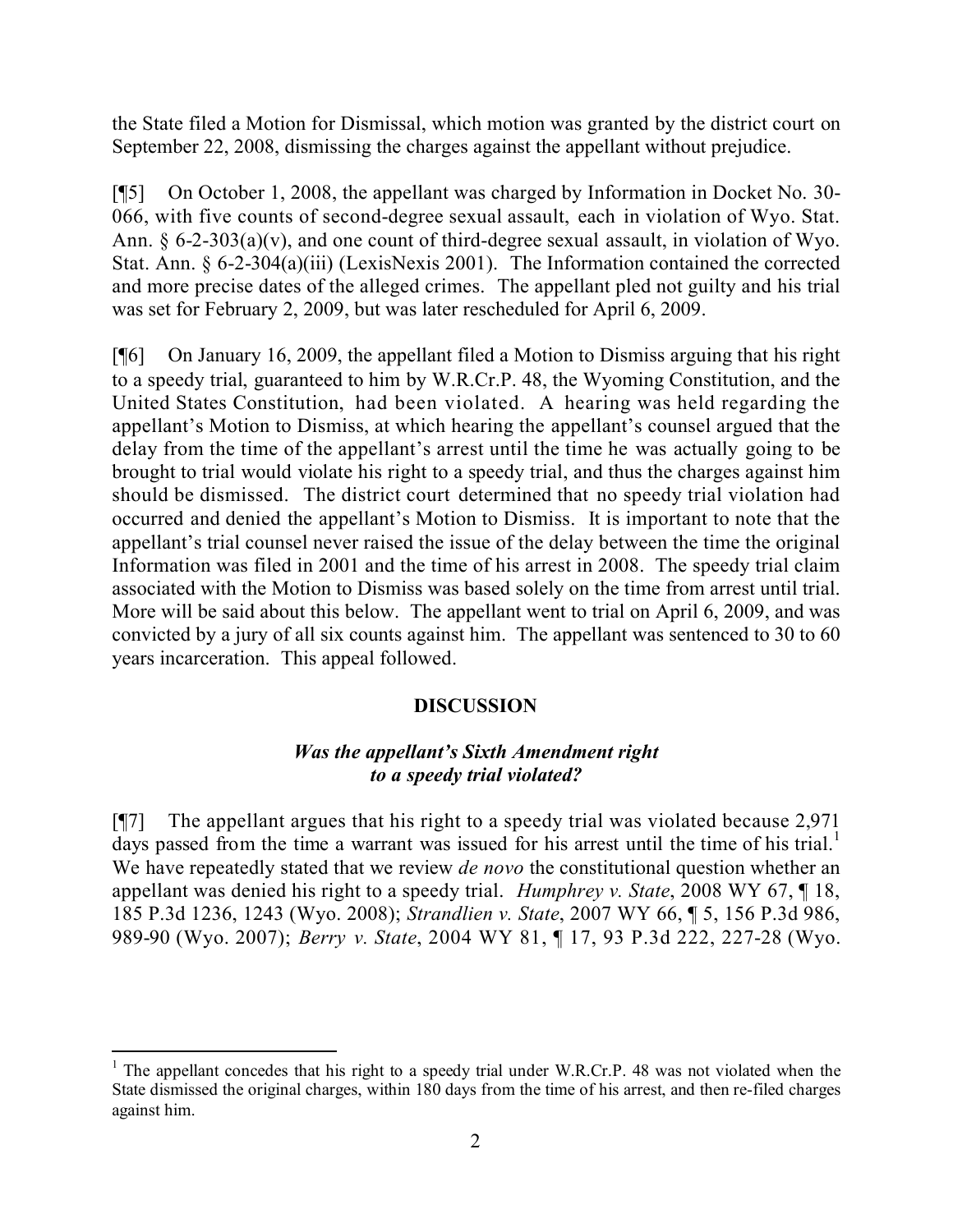the State filed a Motion for Dismissal, which motion was granted by the district court on September 22, 2008, dismissing the charges against the appellant without prejudice.

[¶5] On October 1, 2008, the appellant was charged by Information in Docket No. 30-066, with five counts of second-degree sexual assault, each in violation of Wyo. Stat. Ann. § 6-2-303(a)(v), and one count of third-degree sexual assault, in violation of Wyo. Stat. Ann. § 6-2-304(a)(iii) (LexisNexis 2001). The Information contained the corrected and more precise dates of the alleged crimes. The appellant pled not guilty and his trial was set for February 2, 2009, but was later rescheduled for April 6, 2009.

[¶6] On January 16, 2009, the appellant filed a Motion to Dismiss arguing that his right to a speedy trial, guaranteed to him by W.R.Cr.P. 48, the Wyoming Constitution, and the United States Constitution, had been violated. A hearing was held regarding the appellant's Motion to Dismiss, at which hearing the appellant's counsel argued that the delay from the time of the appellant's arrest until the time he was actually going to be brought to trial would violate his right to a speedy trial, and thus the charges against him should be dismissed. The district court determined that no speedy trial violation had occurred and denied the appellant's Motion to Dismiss. It is important to note that the appellant's trial counsel never raised the issue of the delay between the time the original Information was filed in 2001 and the time of his arrest in 2008. The speedy trial claim associated with the Motion to Dismiss was based solely on the time from arrest until trial. More will be said about this below. The appellant went to trial on April 6, 2009, and was convicted by a jury of all six counts against him. The appellant was sentenced to 30 to 60 years incarceration. This appeal followed.

## DISCUSSION

### *Was the appellant's Sixth Amendment right to a speedy trial violated?*

[¶7] The appellant argues that his right to a speedy trial was violated because 2,971 days passed from the time a warrant was issued for his arrest until the time of his trial.[1] We have repeatedly stated that we review *de novo* the constitutional question whether an appellant was denied his right to a speedy trial. *Humphrey v. State*, 2008 WY 67, ¶ 18, 185 P.3d 1236, 1243 (Wyo. 2008); *Strandlien v. State*, 2007 WY 66, ¶ 5, 156 P.3d 986, 989-90 (Wyo. 2007); *Berry v. State*, 2004 WY 81, ¶ 17, 93 P.3d 222, 227-28 (Wyo.

---

[1] The appellant concedes that his right to a speedy trial under W.R.Cr.P. 48 was not violated when the State dismissed the original charges, within 180 days from the time of his arrest, and then re-filed charges against him.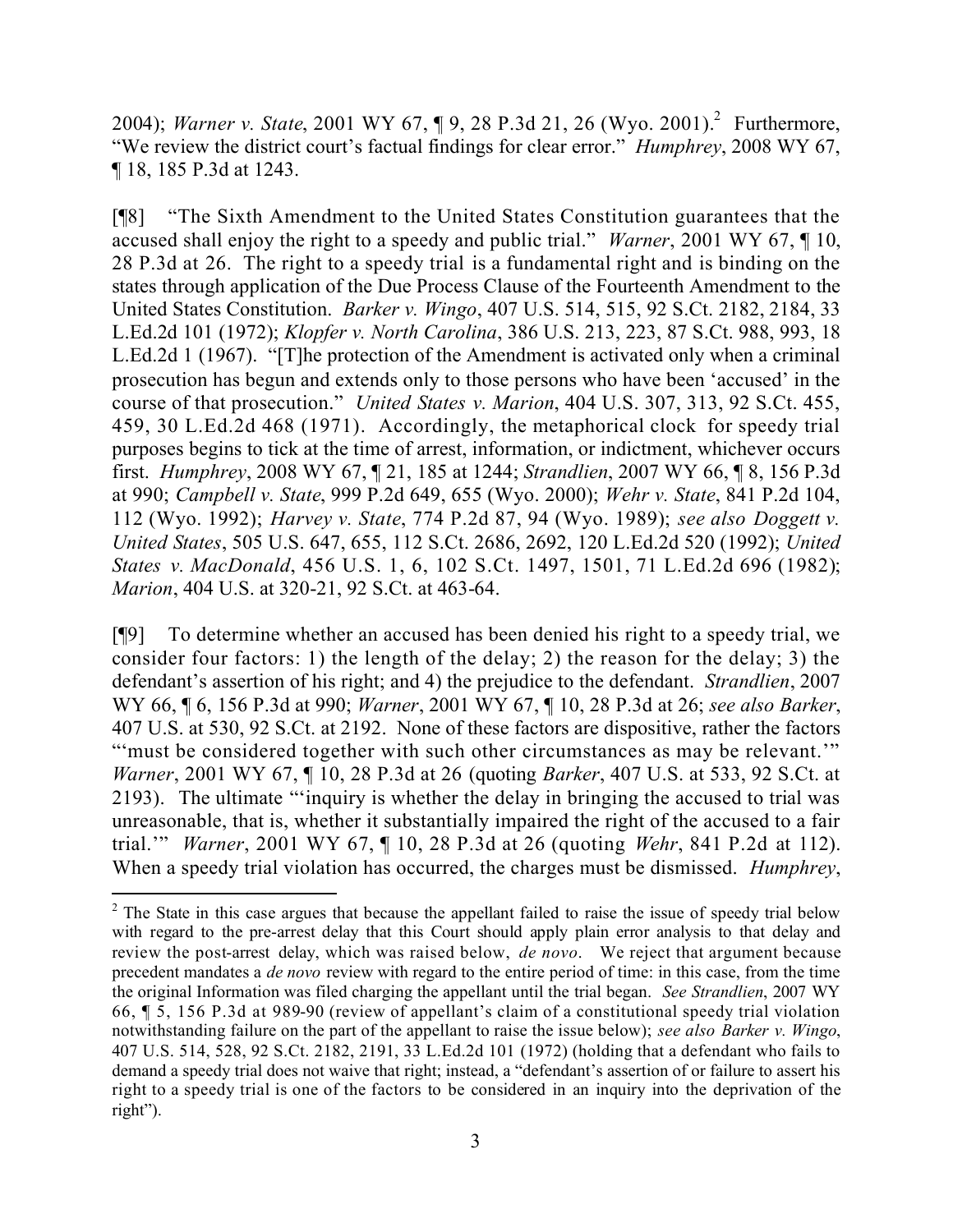2004); *Warner v. State*, 2001 WY 67, ¶ 9, 28 P.3d 21, 26 (Wyo. 2001).[2] Furthermore, "We review the district court's factual findings for clear error." *Humphrey*, 2008 WY 67, ¶ 18, 185 P.3d at 1243.

[¶8] "The Sixth Amendment to the United States Constitution guarantees that the accused shall enjoy the right to a speedy and public trial." *Warner*, 2001 WY 67, ¶ 10, 28 P.3d at 26. The right to a speedy trial is a fundamental right and is binding on the states through application of the Due Process Clause of the Fourteenth Amendment to the United States Constitution. *Barker v. Wingo*, 407 U.S. 514, 515, 92 S.Ct. 2182, 2184, 33 L.Ed.2d 101 (1972); *Klopfer v. North Carolina*, 386 U.S. 213, 223, 87 S.Ct. 988, 993, 18 L.Ed.2d 1 (1967). "[T]he protection of the Amendment is activated only when a criminal prosecution has begun and extends only to those persons who have been 'accused' in the course of that prosecution." *United States v. Marion*, 404 U.S. 307, 313, 92 S.Ct. 455, 459, 30 L.Ed.2d 468 (1971). Accordingly, the metaphorical clock for speedy trial purposes begins to tick at the time of arrest, information, or indictment, whichever occurs first. *Humphrey*, 2008 WY 67, ¶ 21, 185 at 1244; *Strandlien*, 2007 WY 66, ¶ 8, 156 P.3d at 990; *Campbell v. State*, 999 P.2d 649, 655 (Wyo. 2000); *Wehr v. State*, 841 P.2d 104, 112 (Wyo. 1992); *Harvey v. State*, 774 P.2d 87, 94 (Wyo. 1989); *see also Doggett v. United States*, 505 U.S. 647, 655, 112 S.Ct. 2686, 2692, 120 L.Ed.2d 520 (1992); *United States v. MacDonald*, 456 U.S. 1, 6, 102 S.Ct. 1497, 1501, 71 L.Ed.2d 696 (1982); *Marion*, 404 U.S. at 320-21, 92 S.Ct. at 463-64.

[¶9] To determine whether an accused has been denied his right to a speedy trial, we consider four factors: 1) the length of the delay; 2) the reason for the delay; 3) the defendant's assertion of his right; and 4) the prejudice to the defendant. *Strandlien*, 2007 WY 66, ¶ 6, 156 P.3d at 990; *Warner*, 2001 WY 67, ¶ 10, 28 P.3d at 26; *see also Barker*, 407 U.S. at 530, 92 S.Ct. at 2192. None of these factors are dispositive, rather the factors "'must be considered together with such other circumstances as may be relevant.'" *Warner*, 2001 WY 67, ¶ 10, 28 P.3d at 26 (quoting *Barker*, 407 U.S. at 533, 92 S.Ct. at 2193). The ultimate "'inquiry is whether the delay in bringing the accused to trial was unreasonable, that is, whether it substantially impaired the right of the accused to a fair trial.'" *Warner*, 2001 WY 67, ¶ 10, 28 P.3d at 26 (quoting *Wehr*, 841 P.2d at 112). When a speedy trial violation has occurred, the charges must be dismissed. *Humphrey*,

---

[2] The State in this case argues that because the appellant failed to raise the issue of speedy trial below with regard to the pre-arrest delay that this Court should apply plain error analysis to that delay and review the post-arrest delay, which was raised below, *de novo*. We reject that argument because precedent mandates a *de novo* review with regard to the entire period of time: in this case, from the time the original Information was filed charging the appellant until the trial began. *See Strandlien*, 2007 WY 66, ¶ 5, 156 P.3d at 989-90 (review of appellant's claim of a constitutional speedy trial violation notwithstanding failure on the part of the appellant to raise the issue below); *see also Barker v. Wingo*, 407 U.S. 514, 528, 92 S.Ct. 2182, 2191, 33 L.Ed.2d 101 (1972) (holding that a defendant who fails to demand a speedy trial does not waive that right; instead, a "defendant's assertion of or failure to assert his right to a speedy trial is one of the factors to be considered in an inquiry into the deprivation of the right").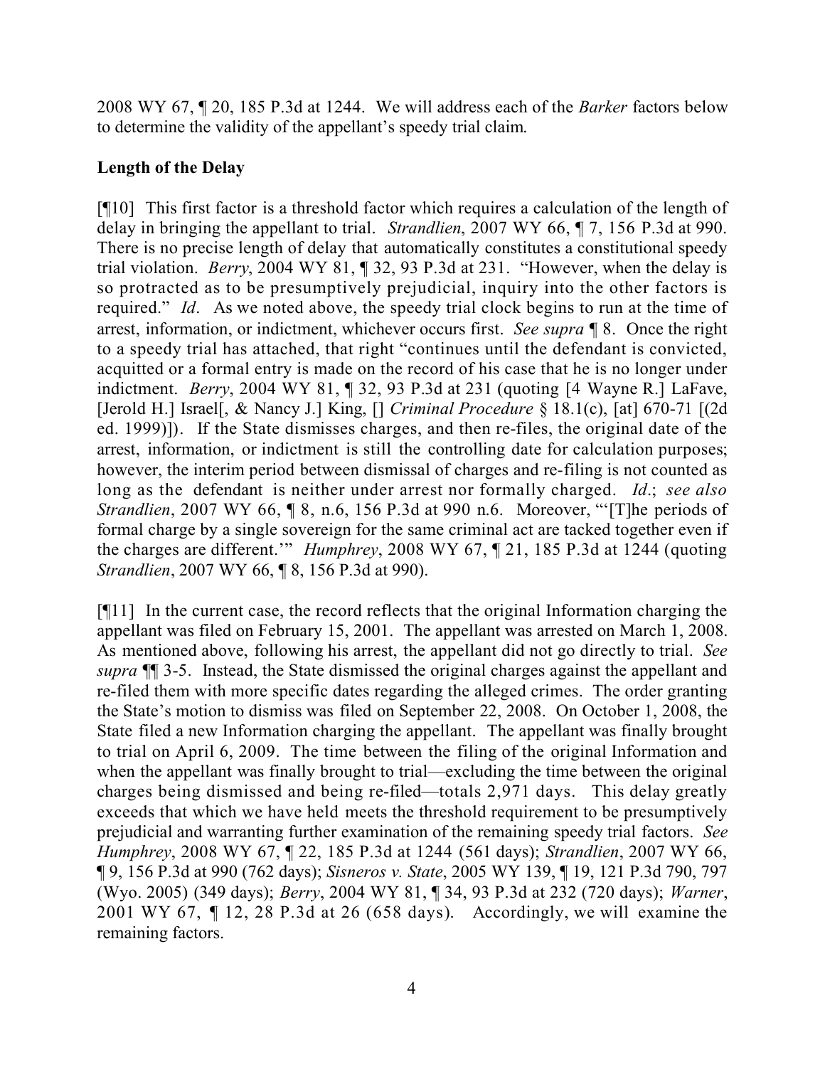2008 WY 67, ¶ 20, 185 P.3d at 1244. We will address each of the *Barker* factors below to determine the validity of the appellant's speedy trial claim.

**Length of the Delay**

[¶10] This first factor is a threshold factor which requires a calculation of the length of delay in bringing the appellant to trial. *Strandlien*, 2007 WY 66, ¶ 7, 156 P.3d at 990. There is no precise length of delay that automatically constitutes a constitutional speedy trial violation. *Berry*, 2004 WY 81, ¶ 32, 93 P.3d at 231. "However, when the delay is so protracted as to be presumptively prejudicial, inquiry into the other factors is required." *Id*. As we noted above, the speedy trial clock begins to run at the time of arrest, information, or indictment, whichever occurs first. *See supra* ¶ 8. Once the right to a speedy trial has attached, that right "continues until the defendant is convicted, acquitted or a formal entry is made on the record of his case that he is no longer under indictment. *Berry*, 2004 WY 81, ¶ 32, 93 P.3d at 231 (quoting [4 Wayne R.] LaFave, [Jerold H.] Israel[, & Nancy J.] King, [] *Criminal Procedure* § 18.1(c), [at] 670-71 [(2d ed. 1999)]). If the State dismisses charges, and then re-files, the original date of the arrest, information, or indictment is still the controlling date for calculation purposes; however, the interim period between dismissal of charges and re-filing is not counted as long as the defendant is neither under arrest nor formally charged. *Id*.; *see also Strandlien*, 2007 WY 66, ¶ 8, n.6, 156 P.3d at 990 n.6. Moreover, "'[T]he periods of formal charge by a single sovereign for the same criminal act are tacked together even if the charges are different.'" *Humphrey*, 2008 WY 67, ¶ 21, 185 P.3d at 1244 (quoting *Strandlien*, 2007 WY 66, ¶ 8, 156 P.3d at 990).

[¶11] In the current case, the record reflects that the original Information charging the appellant was filed on February 15, 2001. The appellant was arrested on March 1, 2008. As mentioned above, following his arrest, the appellant did not go directly to trial. *See supra* ¶¶ 3-5. Instead, the State dismissed the original charges against the appellant and re-filed them with more specific dates regarding the alleged crimes. The order granting the State's motion to dismiss was filed on September 22, 2008. On October 1, 2008, the State filed a new Information charging the appellant. The appellant was finally brought to trial on April 6, 2009. The time between the filing of the original Information and when the appellant was finally brought to trial—excluding the time between the original charges being dismissed and being re-filed—totals 2,971 days. This delay greatly exceeds that which we have held meets the threshold requirement to be presumptively prejudicial and warranting further examination of the remaining speedy trial factors. *See Humphrey*, 2008 WY 67, ¶ 22, 185 P.3d at 1244 (561 days); *Strandlien*, 2007 WY 66, ¶ 9, 156 P.3d at 990 (762 days); *Sisneros v. State*, 2005 WY 139, ¶ 19, 121 P.3d 790, 797 (Wyo. 2005) (349 days); *Berry*, 2004 WY 81, ¶ 34, 93 P.3d at 232 (720 days); *Warner*, 2001 WY 67, ¶ 12, 28 P.3d at 26 (658 days). Accordingly, we will examine the remaining factors.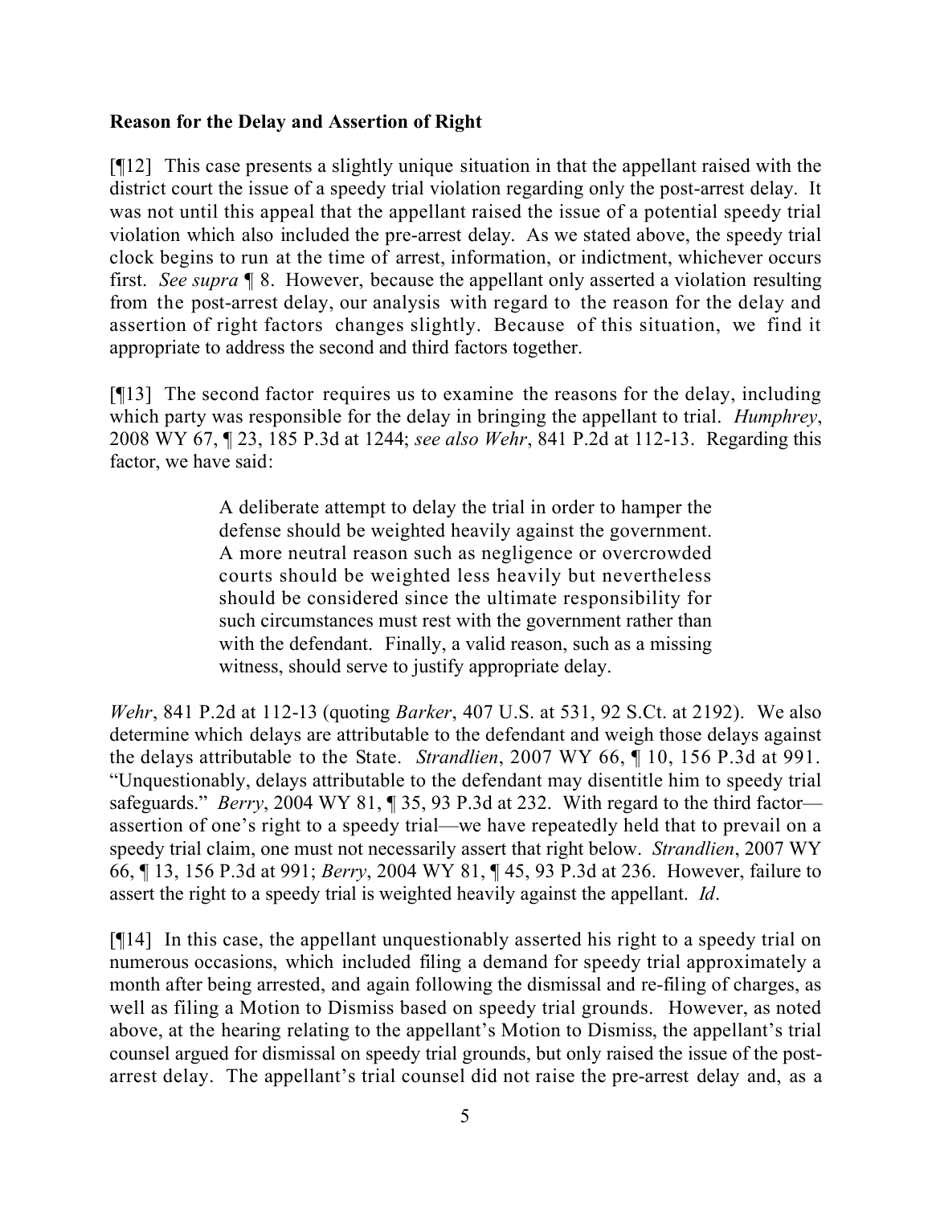**Reason for the Delay and Assertion of Right**

[¶12] This case presents a slightly unique situation in that the appellant raised with the district court the issue of a speedy trial violation regarding only the post-arrest delay. It was not until this appeal that the appellant raised the issue of a potential speedy trial violation which also included the pre-arrest delay. As we stated above, the speedy trial clock begins to run at the time of arrest, information, or indictment, whichever occurs first. *See supra* ¶ 8. However, because the appellant only asserted a violation resulting from the post-arrest delay, our analysis with regard to the reason for the delay and assertion of right factors changes slightly. Because of this situation, we find it appropriate to address the second and third factors together.

[¶13] The second factor requires us to examine the reasons for the delay, including which party was responsible for the delay in bringing the appellant to trial. *Humphrey*, 2008 WY 67, ¶ 23, 185 P.3d at 1244; *see also Wehr*, 841 P.2d at 112-13. Regarding this factor, we have said:

> A deliberate attempt to delay the trial in order to hamper the defense should be weighted heavily against the government. A more neutral reason such as negligence or overcrowded courts should be weighted less heavily but nevertheless should be considered since the ultimate responsibility for such circumstances must rest with the government rather than with the defendant. Finally, a valid reason, such as a missing witness, should serve to justify appropriate delay.

*Wehr*, 841 P.2d at 112-13 (quoting *Barker*, 407 U.S. at 531, 92 S.Ct. at 2192). We also determine which delays are attributable to the defendant and weigh those delays against the delays attributable to the State. *Strandlien*, 2007 WY 66, ¶ 10, 156 P.3d at 991. "Unquestionably, delays attributable to the defendant may disentitle him to speedy trial safeguards." *Berry*, 2004 WY 81, ¶ 35, 93 P.3d at 232. With regard to the third factor—assertion of one's right to a speedy trial—we have repeatedly held that to prevail on a speedy trial claim, one must not necessarily assert that right below. *Strandlien*, 2007 WY 66, ¶ 13, 156 P.3d at 991; *Berry*, 2004 WY 81, ¶ 45, 93 P.3d at 236. However, failure to assert the right to a speedy trial is weighted heavily against the appellant. *Id*.

[¶14] In this case, the appellant unquestionably asserted his right to a speedy trial on numerous occasions, which included filing a demand for speedy trial approximately a month after being arrested, and again following the dismissal and re-filing of charges, as well as filing a Motion to Dismiss based on speedy trial grounds. However, as noted above, at the hearing relating to the appellant's Motion to Dismiss, the appellant's trial counsel argued for dismissal on speedy trial grounds, but only raised the issue of the post-arrest delay. The appellant's trial counsel did not raise the pre-arrest delay and, as a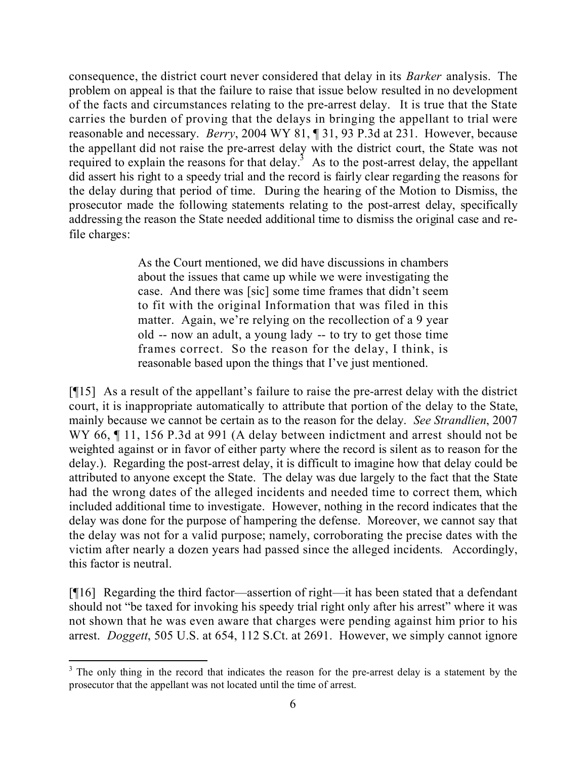consequence, the district court never considered that delay in its *Barker* analysis. The problem on appeal is that the failure to raise that issue below resulted in no development of the facts and circumstances relating to the pre-arrest delay. It is true that the State carries the burden of proving that the delays in bringing the appellant to trial were reasonable and necessary. *Berry*, 2004 WY 81, ¶ 31, 93 P.3d at 231. However, because the appellant did not raise the pre-arrest delay with the district court, the State was not required to explain the reasons for that delay.[3] As to the post-arrest delay, the appellant did assert his right to a speedy trial and the record is fairly clear regarding the reasons for the delay during that period of time. During the hearing of the Motion to Dismiss, the prosecutor made the following statements relating to the post-arrest delay, specifically addressing the reason the State needed additional time to dismiss the original case and re-file charges:

> As the Court mentioned, we did have discussions in chambers about the issues that came up while we were investigating the case. And there was [sic] some time frames that didn't seem to fit with the original Information that was filed in this matter. Again, we're relying on the recollection of a 9 year old -- now an adult, a young lady -- to try to get those time frames correct. So the reason for the delay, I think, is reasonable based upon the things that I've just mentioned.

[¶15] As a result of the appellant's failure to raise the pre-arrest delay with the district court, it is inappropriate automatically to attribute that portion of the delay to the State, mainly because we cannot be certain as to the reason for the delay. *See Strandlien*, 2007 WY 66, ¶ 11, 156 P.3d at 991 (A delay between indictment and arrest should not be weighted against or in favor of either party where the record is silent as to reason for the delay.). Regarding the post-arrest delay, it is difficult to imagine how that delay could be attributed to anyone except the State. The delay was due largely to the fact that the State had the wrong dates of the alleged incidents and needed time to correct them, which included additional time to investigate. However, nothing in the record indicates that the delay was done for the purpose of hampering the defense. Moreover, we cannot say that the delay was not for a valid purpose; namely, corroborating the precise dates with the victim after nearly a dozen years had passed since the alleged incidents. Accordingly, this factor is neutral.

[¶16] Regarding the third factor—assertion of right—it has been stated that a defendant should not "be taxed for invoking his speedy trial right only after his arrest" where it was not shown that he was even aware that charges were pending against him prior to his arrest. *Doggett*, 505 U.S. at 654, 112 S.Ct. at 2691. However, we simply cannot ignore

[3] The only thing in the record that indicates the reason for the pre-arrest delay is a statement by the prosecutor that the appellant was not located until the time of arrest.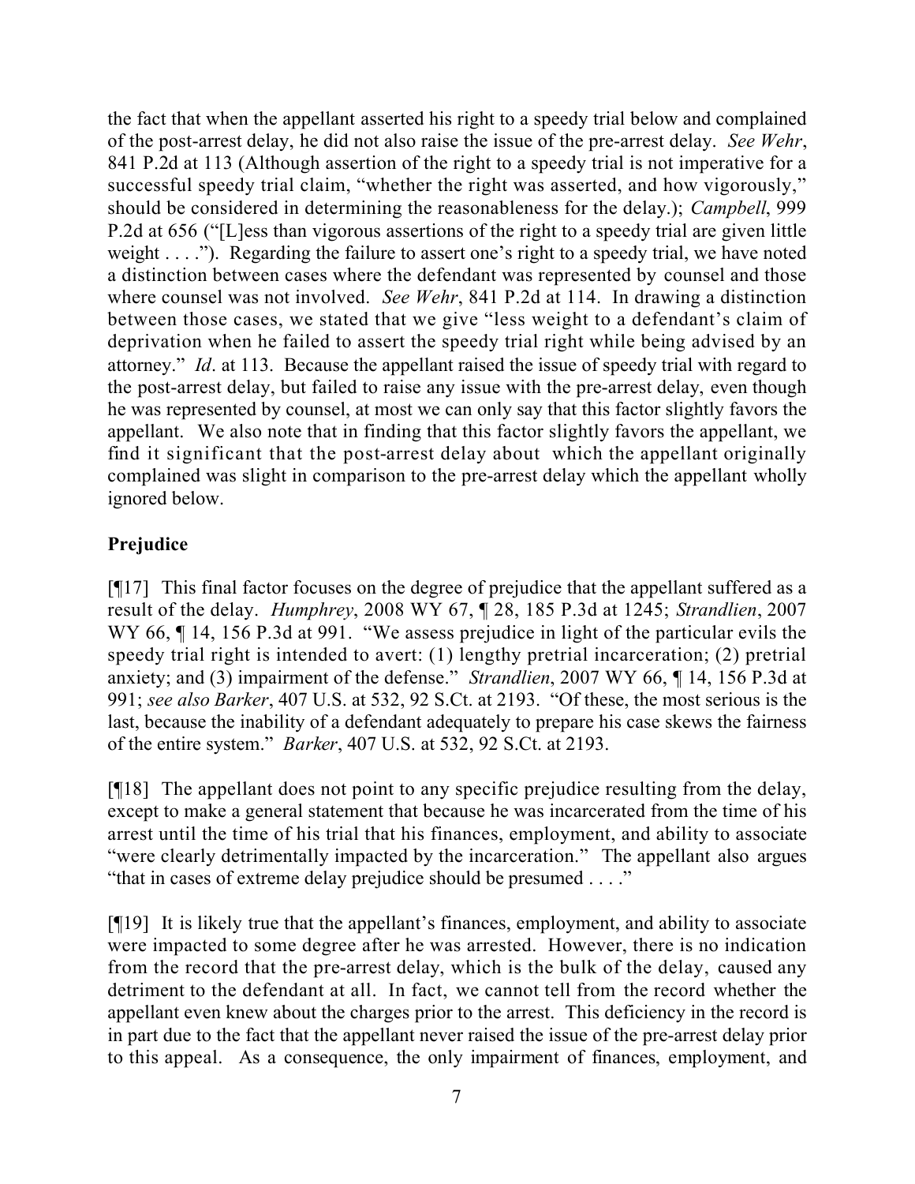the fact that when the appellant asserted his right to a speedy trial below and complained of the post-arrest delay, he did not also raise the issue of the pre-arrest delay. *See Wehr*, 841 P.2d at 113 (Although assertion of the right to a speedy trial is not imperative for a successful speedy trial claim, "whether the right was asserted, and how vigorously," should be considered in determining the reasonableness for the delay.); *Campbell*, 999 P.2d at 656 ("[L]ess than vigorous assertions of the right to a speedy trial are given little weight . . . ."). Regarding the failure to assert one's right to a speedy trial, we have noted a distinction between cases where the defendant was represented by counsel and those where counsel was not involved. *See Wehr*, 841 P.2d at 114. In drawing a distinction between those cases, we stated that we give "less weight to a defendant's claim of deprivation when he failed to assert the speedy trial right while being advised by an attorney." *Id*. at 113. Because the appellant raised the issue of speedy trial with regard to the post-arrest delay, but failed to raise any issue with the pre-arrest delay, even though he was represented by counsel, at most we can only say that this factor slightly favors the appellant. We also note that in finding that this factor slightly favors the appellant, we find it significant that the post-arrest delay about which the appellant originally complained was slight in comparison to the pre-arrest delay which the appellant wholly ignored below.

**Prejudice**

[¶17] This final factor focuses on the degree of prejudice that the appellant suffered as a result of the delay. *Humphrey*, 2008 WY 67, ¶ 28, 185 P.3d at 1245; *Strandlien*, 2007 WY 66, ¶ 14, 156 P.3d at 991. "We assess prejudice in light of the particular evils the speedy trial right is intended to avert: (1) lengthy pretrial incarceration; (2) pretrial anxiety; and (3) impairment of the defense." *Strandlien*, 2007 WY 66, ¶ 14, 156 P.3d at 991; *see also Barker*, 407 U.S. at 532, 92 S.Ct. at 2193. "Of these, the most serious is the last, because the inability of a defendant adequately to prepare his case skews the fairness of the entire system." *Barker*, 407 U.S. at 532, 92 S.Ct. at 2193.

[¶18] The appellant does not point to any specific prejudice resulting from the delay, except to make a general statement that because he was incarcerated from the time of his arrest until the time of his trial that his finances, employment, and ability to associate "were clearly detrimentally impacted by the incarceration." The appellant also argues "that in cases of extreme delay prejudice should be presumed . . . ."

[¶19] It is likely true that the appellant's finances, employment, and ability to associate were impacted to some degree after he was arrested. However, there is no indication from the record that the pre-arrest delay, which is the bulk of the delay, caused any detriment to the defendant at all. In fact, we cannot tell from the record whether the appellant even knew about the charges prior to the arrest. This deficiency in the record is in part due to the fact that the appellant never raised the issue of the pre-arrest delay prior to this appeal. As a consequence, the only impairment of finances, employment, and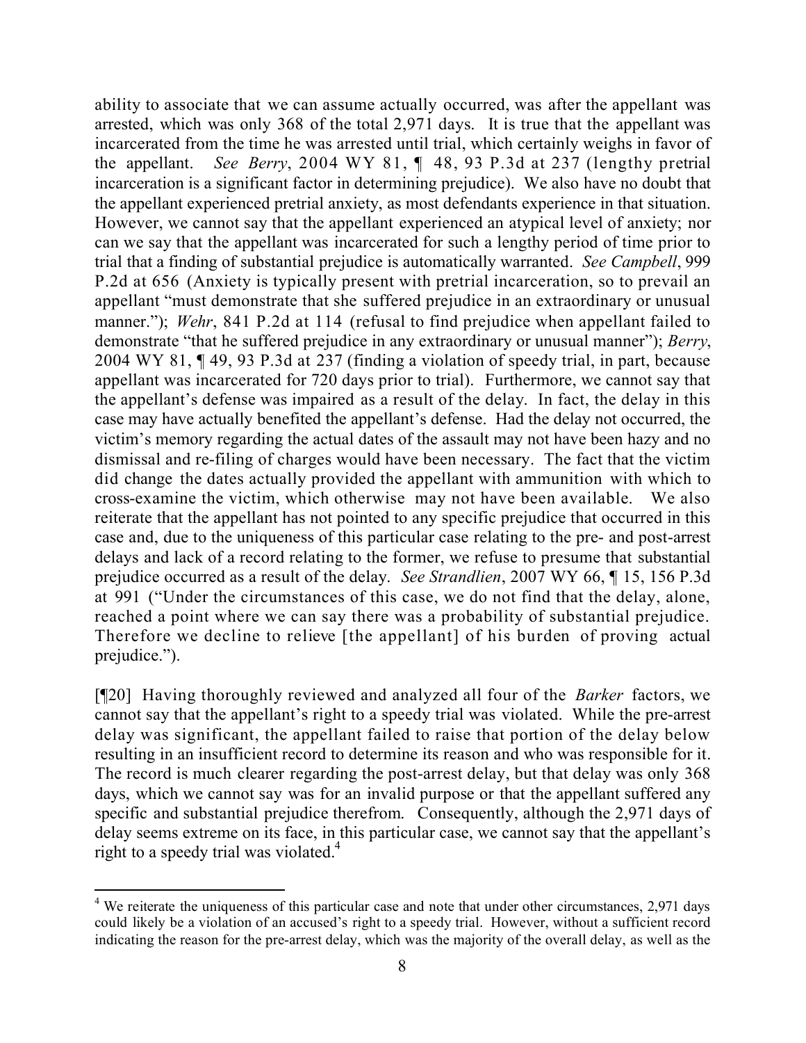ability to associate that we can assume actually occurred, was after the appellant was arrested, which was only 368 of the total 2,971 days. It is true that the appellant was incarcerated from the time he was arrested until trial, which certainly weighs in favor of the appellant. *See Berry*, 2004 WY 81, ¶ 48, 93 P.3d at 237 (lengthy pretrial incarceration is a significant factor in determining prejudice). We also have no doubt that the appellant experienced pretrial anxiety, as most defendants experience in that situation. However, we cannot say that the appellant experienced an atypical level of anxiety; nor can we say that the appellant was incarcerated for such a lengthy period of time prior to trial that a finding of substantial prejudice is automatically warranted. *See Campbell*, 999 P.2d at 656 (Anxiety is typically present with pretrial incarceration, so to prevail an appellant "must demonstrate that she suffered prejudice in an extraordinary or unusual manner."); *Wehr*, 841 P.2d at 114 (refusal to find prejudice when appellant failed to demonstrate "that he suffered prejudice in any extraordinary or unusual manner"); *Berry*, 2004 WY 81, ¶ 49, 93 P.3d at 237 (finding a violation of speedy trial, in part, because appellant was incarcerated for 720 days prior to trial). Furthermore, we cannot say that the appellant's defense was impaired as a result of the delay. In fact, the delay in this case may have actually benefited the appellant's defense. Had the delay not occurred, the victim's memory regarding the actual dates of the assault may not have been hazy and no dismissal and re-filing of charges would have been necessary. The fact that the victim did change the dates actually provided the appellant with ammunition with which to cross-examine the victim, which otherwise may not have been available. We also reiterate that the appellant has not pointed to any specific prejudice that occurred in this case and, due to the uniqueness of this particular case relating to the pre- and post-arrest delays and lack of a record relating to the former, we refuse to presume that substantial prejudice occurred as a result of the delay. *See Strandlien*, 2007 WY 66, ¶ 15, 156 P.3d at 991 ("Under the circumstances of this case, we do not find that the delay, alone, reached a point where we can say there was a probability of substantial prejudice. Therefore we decline to relieve [the appellant] of his burden of proving actual prejudice.").

[¶20] Having thoroughly reviewed and analyzed all four of the *Barker* factors, we cannot say that the appellant's right to a speedy trial was violated. While the pre-arrest delay was significant, the appellant failed to raise that portion of the delay below resulting in an insufficient record to determine its reason and who was responsible for it. The record is much clearer regarding the post-arrest delay, but that delay was only 368 days, which we cannot say was for an invalid purpose or that the appellant suffered any specific and substantial prejudice therefrom. Consequently, although the 2,971 days of delay seems extreme on its face, in this particular case, we cannot say that the appellant's right to a speedy trial was violated.[4]

---

[4] We reiterate the uniqueness of this particular case and note that under other circumstances, 2,971 days could likely be a violation of an accused's right to a speedy trial. However, without a sufficient record indicating the reason for the pre-arrest delay, which was the majority of the overall delay, as well as the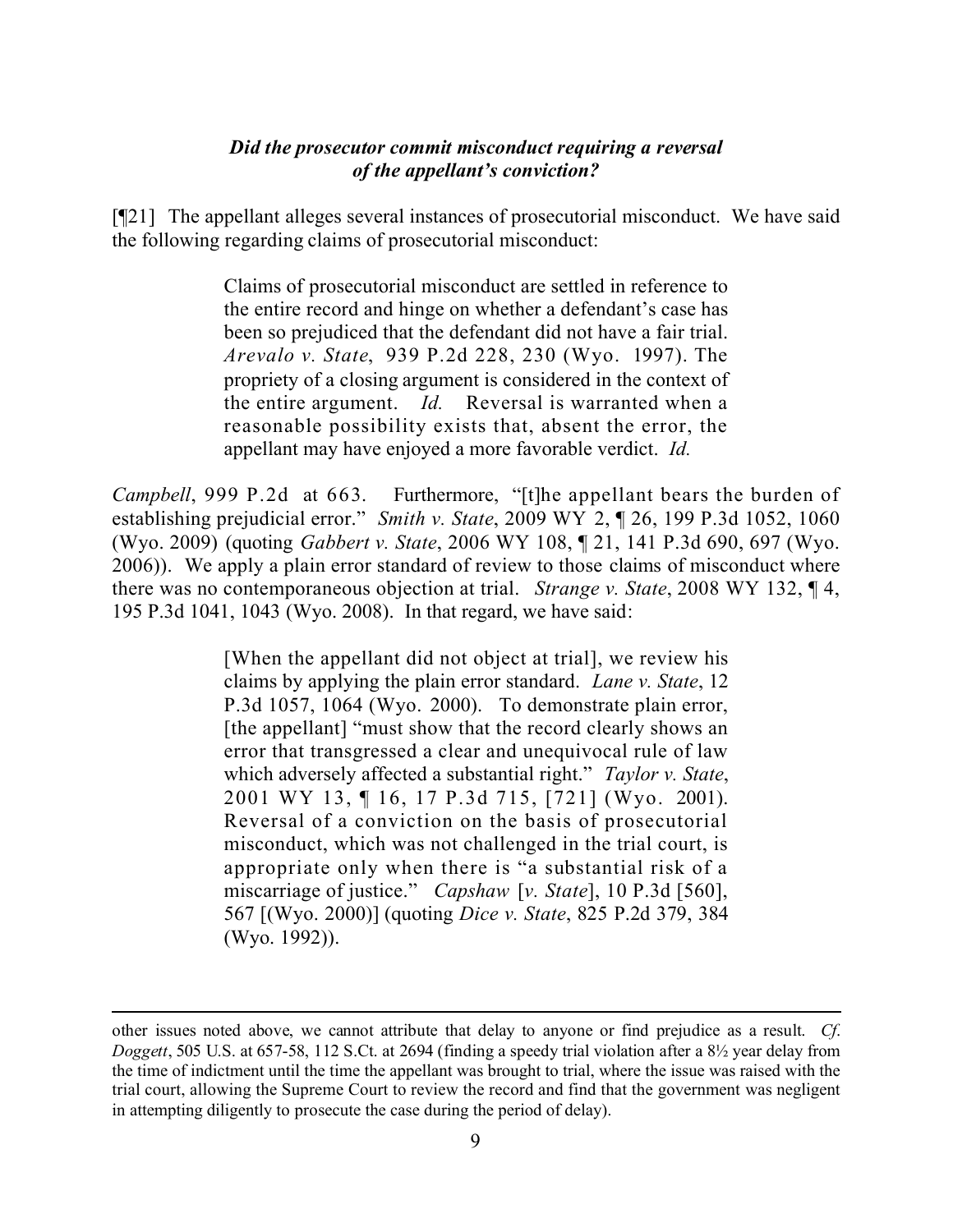***Did the prosecutor commit misconduct requiring a reversal of the appellant's conviction?***

[¶21] The appellant alleges several instances of prosecutorial misconduct. We have said the following regarding claims of prosecutorial misconduct:

> Claims of prosecutorial misconduct are settled in reference to the entire record and hinge on whether a defendant's case has been so prejudiced that the defendant did not have a fair trial. *Arevalo v. State*, 939 P.2d 228, 230 (Wyo. 1997). The propriety of a closing argument is considered in the context of the entire argument. *Id.* Reversal is warranted when a reasonable possibility exists that, absent the error, the appellant may have enjoyed a more favorable verdict. *Id.*

*Campbell*, 999 P.2d at 663. Furthermore, "[t]he appellant bears the burden of establishing prejudicial error." *Smith v. State*, 2009 WY 2, ¶ 26, 199 P.3d 1052, 1060 (Wyo. 2009) (quoting *Gabbert v. State*, 2006 WY 108, ¶ 21, 141 P.3d 690, 697 (Wyo. 2006)). We apply a plain error standard of review to those claims of misconduct where there was no contemporaneous objection at trial. *Strange v. State*, 2008 WY 132, ¶ 4, 195 P.3d 1041, 1043 (Wyo. 2008). In that regard, we have said:

> [When the appellant did not object at trial], we review his claims by applying the plain error standard. *Lane v. State*, 12 P.3d 1057, 1064 (Wyo. 2000). To demonstrate plain error, [the appellant] "must show that the record clearly shows an error that transgressed a clear and unequivocal rule of law which adversely affected a substantial right." *Taylor v. State*, 2001 WY 13, ¶ 16, 17 P.3d 715, [721] (Wyo. 2001). Reversal of a conviction on the basis of prosecutorial misconduct, which was not challenged in the trial court, is appropriate only when there is "a substantial risk of a miscarriage of justice." *Capshaw* [*v. State*], 10 P.3d [560], 567 [(Wyo. 2000)] (quoting *Dice v. State*, 825 P.2d 379, 384 (Wyo. 1992)).

---

other issues noted above, we cannot attribute that delay to anyone or find prejudice as a result. *Cf. Doggett*, 505 U.S. at 657-58, 112 S.Ct. at 2694 (finding a speedy trial violation after a 8½ year delay from the time of indictment until the time the appellant was brought to trial, where the issue was raised with the trial court, allowing the Supreme Court to review the record and find that the government was negligent in attempting diligently to prosecute the case during the period of delay).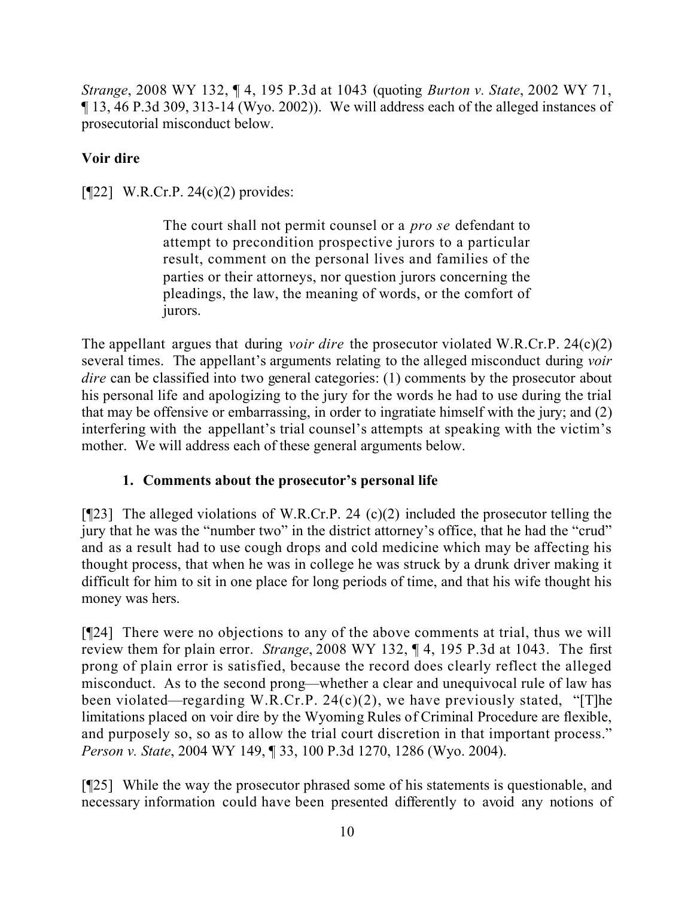*Strange*, 2008 WY 132, ¶ 4, 195 P.3d at 1043 (quoting *Burton v. State*, 2002 WY 71, ¶ 13, 46 P.3d 309, 313-14 (Wyo. 2002)). We will address each of the alleged instances of prosecutorial misconduct below.

**Voir dire**

[¶22] W.R.Cr.P. 24(c)(2) provides:

> The court shall not permit counsel or a *pro se* defendant to attempt to precondition prospective jurors to a particular result, comment on the personal lives and families of the parties or their attorneys, nor question jurors concerning the pleadings, the law, the meaning of words, or the comfort of jurors.

The appellant argues that during *voir dire* the prosecutor violated W.R.Cr.P. 24(c)(2) several times. The appellant's arguments relating to the alleged misconduct during *voir dire* can be classified into two general categories: (1) comments by the prosecutor about his personal life and apologizing to the jury for the words he had to use during the trial that may be offensive or embarrassing, in order to ingratiate himself with the jury; and (2) interfering with the appellant's trial counsel's attempts at speaking with the victim's mother. We will address each of these general arguments below.

**1. Comments about the prosecutor's personal life**

[¶23] The alleged violations of W.R.Cr.P. 24 (c)(2) included the prosecutor telling the jury that he was the "number two" in the district attorney's office, that he had the "crud" and as a result had to use cough drops and cold medicine which may be affecting his thought process, that when he was in college he was struck by a drunk driver making it difficult for him to sit in one place for long periods of time, and that his wife thought his money was hers.

[¶24] There were no objections to any of the above comments at trial, thus we will review them for plain error. *Strange*, 2008 WY 132, ¶ 4, 195 P.3d at 1043. The first prong of plain error is satisfied, because the record does clearly reflect the alleged misconduct. As to the second prong—whether a clear and unequivocal rule of law has been violated—regarding W.R.Cr.P. 24(c)(2), we have previously stated, "[T]he limitations placed on voir dire by the Wyoming Rules of Criminal Procedure are flexible, and purposely so, so as to allow the trial court discretion in that important process." *Person v. State*, 2004 WY 149, ¶ 33, 100 P.3d 1270, 1286 (Wyo. 2004).

[¶25] While the way the prosecutor phrased some of his statements is questionable, and necessary information could have been presented differently to avoid any notions of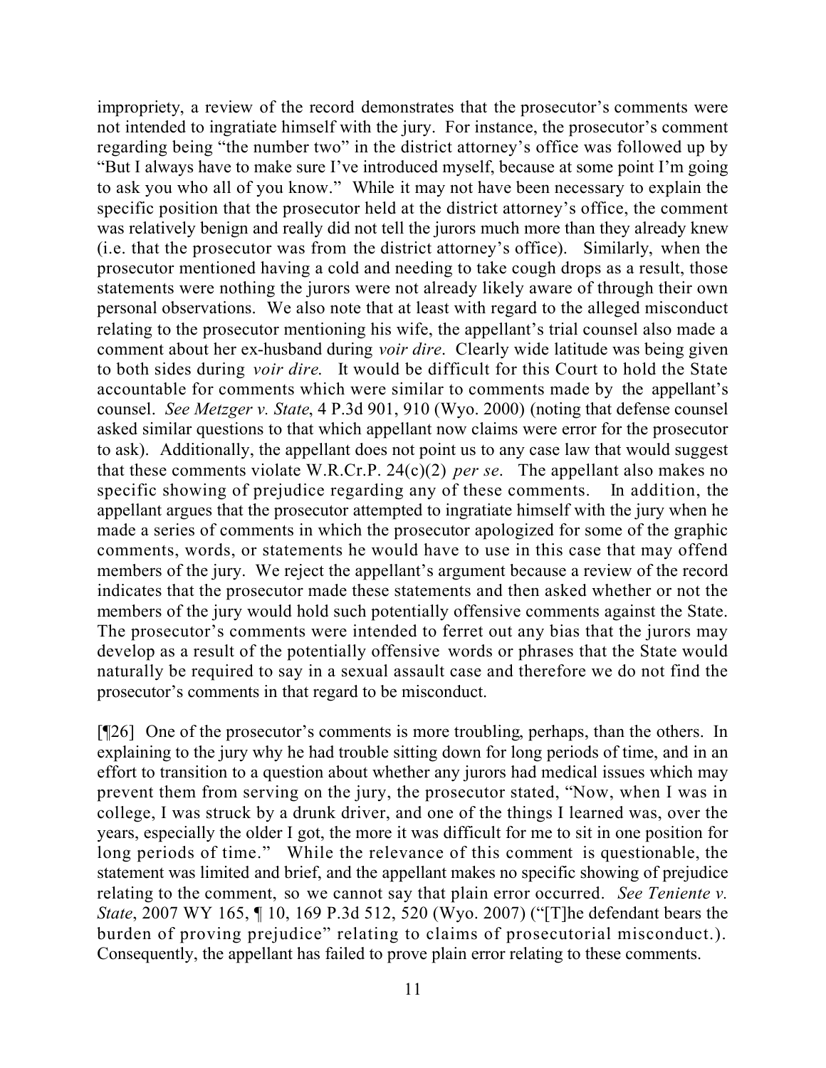impropriety, a review of the record demonstrates that the prosecutor's comments were not intended to ingratiate himself with the jury. For instance, the prosecutor's comment regarding being "the number two" in the district attorney's office was followed up by "But I always have to make sure I've introduced myself, because at some point I'm going to ask you who all of you know." While it may not have been necessary to explain the specific position that the prosecutor held at the district attorney's office, the comment was relatively benign and really did not tell the jurors much more than they already knew (i.e. that the prosecutor was from the district attorney's office). Similarly, when the prosecutor mentioned having a cold and needing to take cough drops as a result, those statements were nothing the jurors were not already likely aware of through their own personal observations. We also note that at least with regard to the alleged misconduct relating to the prosecutor mentioning his wife, the appellant's trial counsel also made a comment about her ex-husband during *voir dire*. Clearly wide latitude was being given to both sides during *voir dire*. It would be difficult for this Court to hold the State accountable for comments which were similar to comments made by the appellant's counsel. *See Metzger v. State*, 4 P.3d 901, 910 (Wyo. 2000) (noting that defense counsel asked similar questions to that which appellant now claims were error for the prosecutor to ask). Additionally, the appellant does not point us to any case law that would suggest that these comments violate W.R.Cr.P. 24(c)(2) *per se*. The appellant also makes no specific showing of prejudice regarding any of these comments. In addition, the appellant argues that the prosecutor attempted to ingratiate himself with the jury when he made a series of comments in which the prosecutor apologized for some of the graphic comments, words, or statements he would have to use in this case that may offend members of the jury. We reject the appellant's argument because a review of the record indicates that the prosecutor made these statements and then asked whether or not the members of the jury would hold such potentially offensive comments against the State. The prosecutor's comments were intended to ferret out any bias that the jurors may develop as a result of the potentially offensive words or phrases that the State would naturally be required to say in a sexual assault case and therefore we do not find the prosecutor's comments in that regard to be misconduct.

[¶26] One of the prosecutor's comments is more troubling, perhaps, than the others. In explaining to the jury why he had trouble sitting down for long periods of time, and in an effort to transition to a question about whether any jurors had medical issues which may prevent them from serving on the jury, the prosecutor stated, "Now, when I was in college, I was struck by a drunk driver, and one of the things I learned was, over the years, especially the older I got, the more it was difficult for me to sit in one position for long periods of time." While the relevance of this comment is questionable, the statement was limited and brief, and the appellant makes no specific showing of prejudice relating to the comment, so we cannot say that plain error occurred. *See Teniente v. State*, 2007 WY 165, ¶ 10, 169 P.3d 512, 520 (Wyo. 2007) ("[T]he defendant bears the burden of proving prejudice" relating to claims of prosecutorial misconduct.). Consequently, the appellant has failed to prove plain error relating to these comments.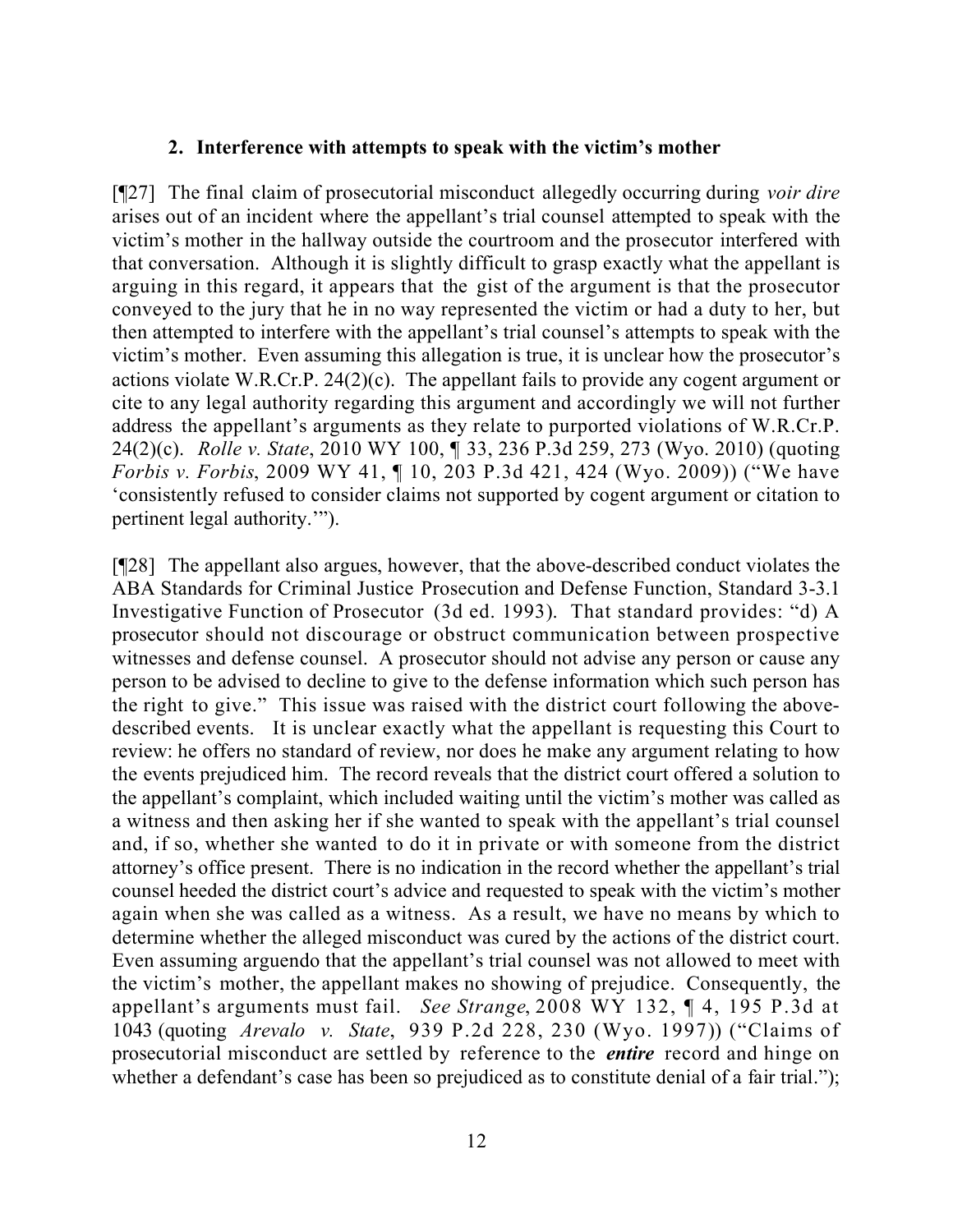### 2. Interference with attempts to speak with the victim's mother

[¶27] The final claim of prosecutorial misconduct allegedly occurring during *voir dire* arises out of an incident where the appellant's trial counsel attempted to speak with the victim's mother in the hallway outside the courtroom and the prosecutor interfered with that conversation. Although it is slightly difficult to grasp exactly what the appellant is arguing in this regard, it appears that the gist of the argument is that the prosecutor conveyed to the jury that he in no way represented the victim or had a duty to her, but then attempted to interfere with the appellant's trial counsel's attempts to speak with the victim's mother. Even assuming this allegation is true, it is unclear how the prosecutor's actions violate W.R.Cr.P. 24(2)(c). The appellant fails to provide any cogent argument or cite to any legal authority regarding this argument and accordingly we will not further address the appellant's arguments as they relate to purported violations of W.R.Cr.P. 24(2)(c). *Rolle v. State*, 2010 WY 100, ¶ 33, 236 P.3d 259, 273 (Wyo. 2010) (quoting *Forbis v. Forbis*, 2009 WY 41, ¶ 10, 203 P.3d 421, 424 (Wyo. 2009)) ("We have 'consistently refused to consider claims not supported by cogent argument or citation to pertinent legal authority.'").

[¶28] The appellant also argues, however, that the above-described conduct violates the ABA Standards for Criminal Justice Prosecution and Defense Function, Standard 3-3.1 Investigative Function of Prosecutor (3d ed. 1993). That standard provides: "d) A prosecutor should not discourage or obstruct communication between prospective witnesses and defense counsel. A prosecutor should not advise any person or cause any person to be advised to decline to give to the defense information which such person has the right to give." This issue was raised with the district court following the above-described events. It is unclear exactly what the appellant is requesting this Court to review: he offers no standard of review, nor does he make any argument relating to how the events prejudiced him. The record reveals that the district court offered a solution to the appellant's complaint, which included waiting until the victim's mother was called as a witness and then asking her if she wanted to speak with the appellant's trial counsel and, if so, whether she wanted to do it in private or with someone from the district attorney's office present. There is no indication in the record whether the appellant's trial counsel heeded the district court's advice and requested to speak with the victim's mother again when she was called as a witness. As a result, we have no means by which to determine whether the alleged misconduct was cured by the actions of the district court. Even assuming arguendo that the appellant's trial counsel was not allowed to meet with the victim's mother, the appellant makes no showing of prejudice. Consequently, the appellant's arguments must fail. *See Strange*, 2008 WY 132, ¶ 4, 195 P.3d at 1043 (quoting *Arevalo v. State*, 939 P.2d 228, 230 (Wyo. 1997)) ("Claims of prosecutorial misconduct are settled by reference to the ***entire*** record and hinge on whether a defendant's case has been so prejudiced as to constitute denial of a fair trial.");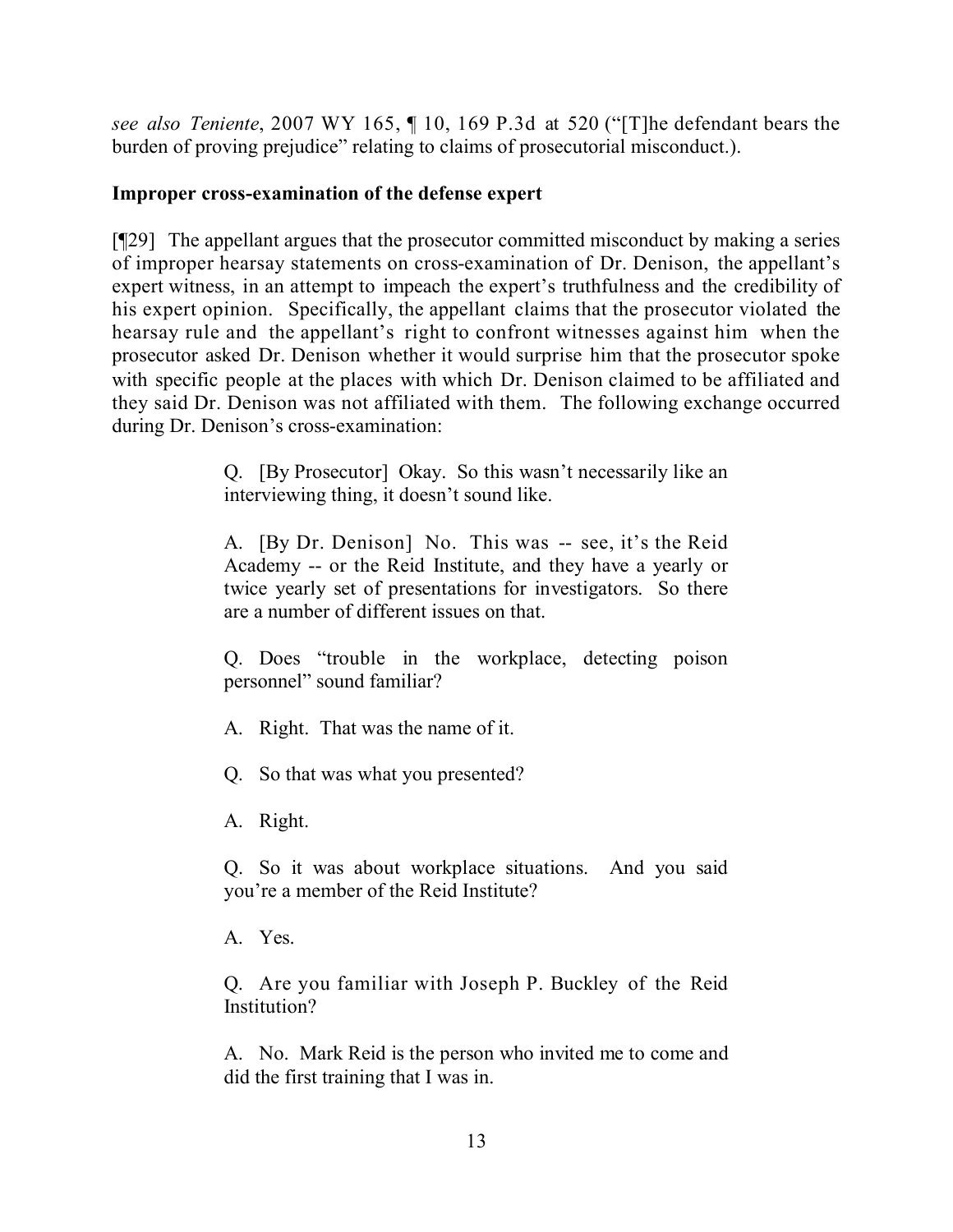*see also Teniente*, 2007 WY 165, ¶ 10, 169 P.3d at 520 ("[T]he defendant bears the burden of proving prejudice" relating to claims of prosecutorial misconduct.).

**Improper cross-examination of the defense expert**

[¶29] The appellant argues that the prosecutor committed misconduct by making a series of improper hearsay statements on cross-examination of Dr. Denison, the appellant's expert witness, in an attempt to impeach the expert's truthfulness and the credibility of his expert opinion. Specifically, the appellant claims that the prosecutor violated the hearsay rule and the appellant's right to confront witnesses against him when the prosecutor asked Dr. Denison whether it would surprise him that the prosecutor spoke with specific people at the places with which Dr. Denison claimed to be affiliated and they said Dr. Denison was not affiliated with them. The following exchange occurred during Dr. Denison's cross-examination:

> Q. [By Prosecutor] Okay. So this wasn't necessarily like an interviewing thing, it doesn't sound like.
>
> A. [By Dr. Denison] No. This was -- see, it's the Reid Academy -- or the Reid Institute, and they have a yearly or twice yearly set of presentations for investigators. So there are a number of different issues on that.
>
> Q. Does "trouble in the workplace, detecting poison personnel" sound familiar?
>
> A. Right. That was the name of it.
>
> Q. So that was what you presented?
>
> A. Right.
>
> Q. So it was about workplace situations. And you said you're a member of the Reid Institute?
>
> A. Yes.
>
> Q. Are you familiar with Joseph P. Buckley of the Reid Institution?
>
> A. No. Mark Reid is the person who invited me to come and did the first training that I was in.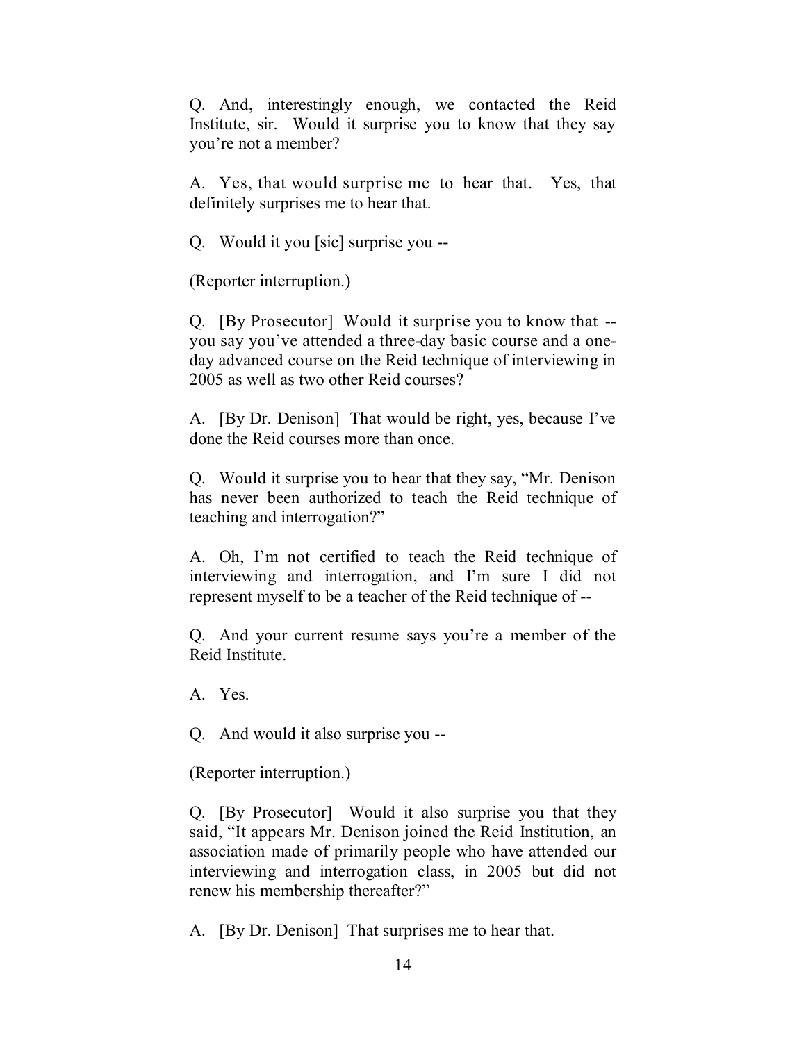Q. And, interestingly enough, we contacted the Reid Institute, sir. Would it surprise you to know that they say you're not a member?

A. Yes, that would surprise me to hear that. Yes, that definitely surprises me to hear that.

Q. Would it you [sic] surprise you --

(Reporter interruption.)

Q. [By Prosecutor] Would it surprise you to know that -- you say you've attended a three-day basic course and a one-day advanced course on the Reid technique of interviewing in 2005 as well as two other Reid courses?

A. [By Dr. Denison] That would be right, yes, because I've done the Reid courses more than once.

Q. Would it surprise you to hear that they say, "Mr. Denison has never been authorized to teach the Reid technique of teaching and interrogation?"

A. Oh, I'm not certified to teach the Reid technique of interviewing and interrogation, and I'm sure I did not represent myself to be a teacher of the Reid technique of --

Q. And your current resume says you're a member of the Reid Institute.

A. Yes.

Q. And would it also surprise you --

(Reporter interruption.)

Q. [By Prosecutor] Would it also surprise you that they said, "It appears Mr. Denison joined the Reid Institution, an association made of primarily people who have attended our interviewing and interrogation class, in 2005 but did not renew his membership thereafter?"

A. [By Dr. Denison] That surprises me to hear that.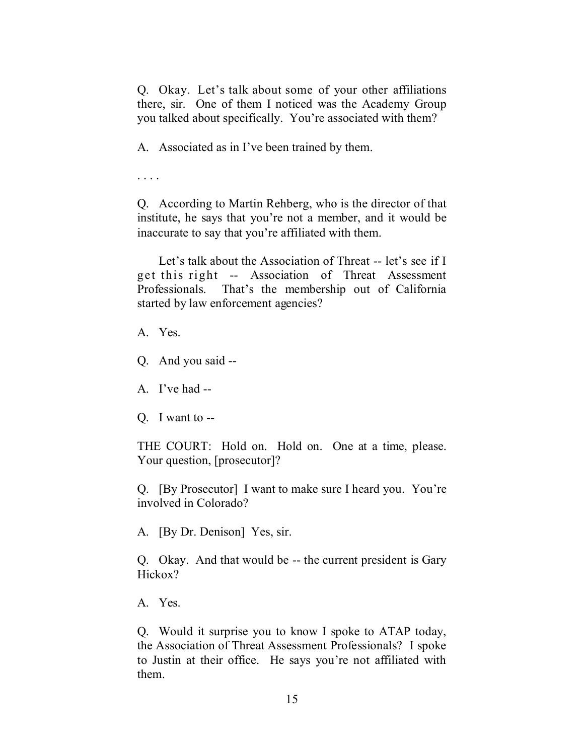Q. Okay. Let's talk about some of your other affiliations there, sir. One of them I noticed was the Academy Group you talked about specifically. You're associated with them?

A. Associated as in I've been trained by them.

. . . .

Q. According to Martin Rehberg, who is the director of that institute, he says that you're not a member, and it would be inaccurate to say that you're affiliated with them.

Let's talk about the Association of Threat -- let's see if I get this right -- Association of Threat Assessment Professionals. That's the membership out of California started by law enforcement agencies?

A. Yes.

Q. And you said --

A. I've had --

Q. I want to --

THE COURT: Hold on. Hold on. One at a time, please. Your question, [prosecutor]?

Q. [By Prosecutor] I want to make sure I heard you. You're involved in Colorado?

A. [By Dr. Denison] Yes, sir.

Q. Okay. And that would be -- the current president is Gary Hickox?

A. Yes.

Q. Would it surprise you to know I spoke to ATAP today, the Association of Threat Assessment Professionals? I spoke to Justin at their office. He says you're not affiliated with them.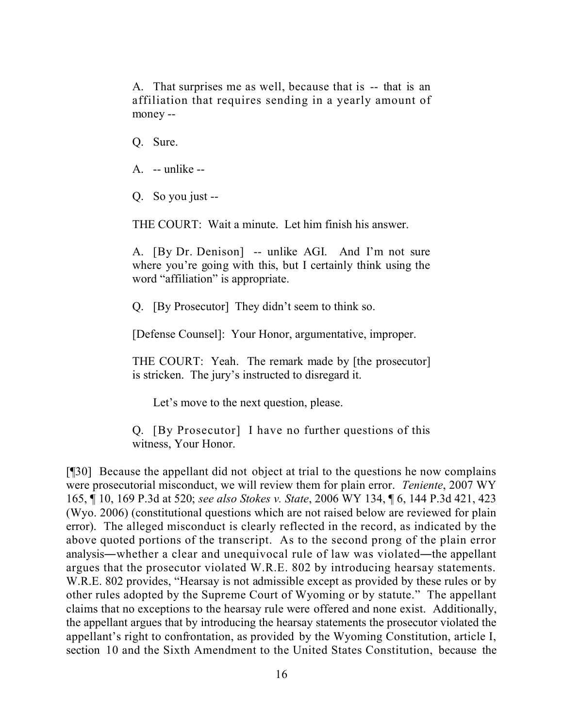> A. That surprises me as well, because that is -- that is an affiliation that requires sending in a yearly amount of money --
>
> Q. Sure.
>
> A. -- unlike --
>
> Q. So you just --
>
> THE COURT: Wait a minute. Let him finish his answer.
>
> A. [By Dr. Denison] -- unlike AGI. And I'm not sure where you're going with this, but I certainly think using the word "affiliation" is appropriate.
>
> Q. [By Prosecutor] They didn't seem to think so.
>
> [Defense Counsel]: Your Honor, argumentative, improper.
>
> THE COURT: Yeah. The remark made by [the prosecutor] is stricken. The jury's instructed to disregard it.
>
> Let's move to the next question, please.
>
> Q. [By Prosecutor] I have no further questions of this witness, Your Honor.

[¶30] Because the appellant did not object at trial to the questions he now complains were prosecutorial misconduct, we will review them for plain error. *Teniente*, 2007 WY 165, ¶ 10, 169 P.3d at 520; *see also Stokes v. State*, 2006 WY 134, ¶ 6, 144 P.3d 421, 423 (Wyo. 2006) (constitutional questions which are not raised below are reviewed for plain error). The alleged misconduct is clearly reflected in the record, as indicated by the above quoted portions of the transcript. As to the second prong of the plain error analysis—whether a clear and unequivocal rule of law was violated—the appellant argues that the prosecutor violated W.R.E. 802 by introducing hearsay statements. W.R.E. 802 provides, "Hearsay is not admissible except as provided by these rules or by other rules adopted by the Supreme Court of Wyoming or by statute." The appellant claims that no exceptions to the hearsay rule were offered and none exist. Additionally, the appellant argues that by introducing the hearsay statements the prosecutor violated the appellant's right to confrontation, as provided by the Wyoming Constitution, article I, section 10 and the Sixth Amendment to the United States Constitution, because the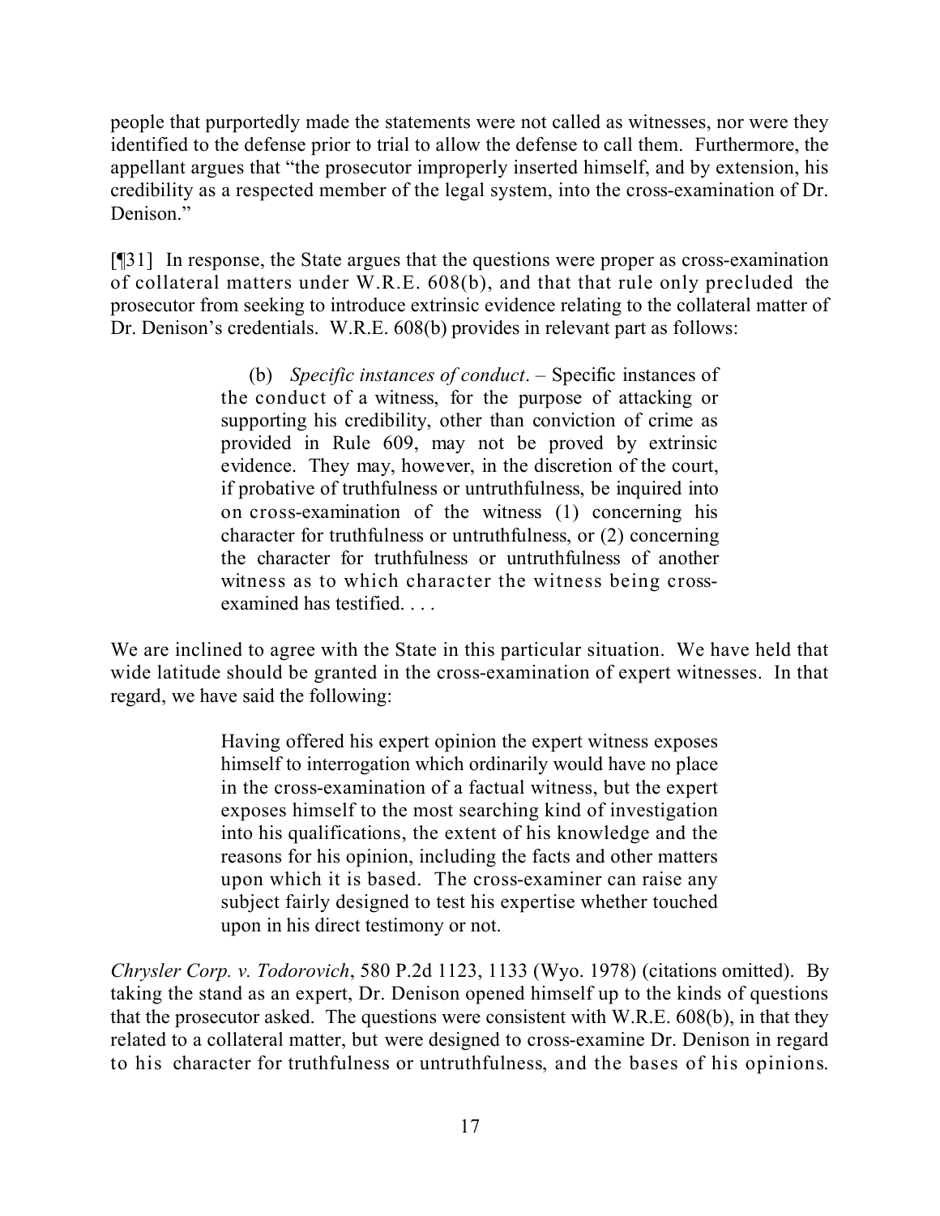people that purportedly made the statements were not called as witnesses, nor were they identified to the defense prior to trial to allow the defense to call them. Furthermore, the appellant argues that "the prosecutor improperly inserted himself, and by extension, his credibility as a respected member of the legal system, into the cross-examination of Dr. Denison."

[¶31] In response, the State argues that the questions were proper as cross-examination of collateral matters under W.R.E. 608(b), and that that rule only precluded the prosecutor from seeking to introduce extrinsic evidence relating to the collateral matter of Dr. Denison's credentials. W.R.E. 608(b) provides in relevant part as follows:

> (b) *Specific instances of conduct*. – Specific instances of the conduct of a witness, for the purpose of attacking or supporting his credibility, other than conviction of crime as provided in Rule 609, may not be proved by extrinsic evidence. They may, however, in the discretion of the court, if probative of truthfulness or untruthfulness, be inquired into on cross-examination of the witness (1) concerning his character for truthfulness or untruthfulness, or (2) concerning the character for truthfulness or untruthfulness of another witness as to which character the witness being cross-examined has testified. . . .

We are inclined to agree with the State in this particular situation. We have held that wide latitude should be granted in the cross-examination of expert witnesses. In that regard, we have said the following:

> Having offered his expert opinion the expert witness exposes himself to interrogation which ordinarily would have no place in the cross-examination of a factual witness, but the expert exposes himself to the most searching kind of investigation into his qualifications, the extent of his knowledge and the reasons for his opinion, including the facts and other matters upon which it is based. The cross-examiner can raise any subject fairly designed to test his expertise whether touched upon in his direct testimony or not.

*Chrysler Corp. v. Todorovich*, 580 P.2d 1123, 1133 (Wyo. 1978) (citations omitted). By taking the stand as an expert, Dr. Denison opened himself up to the kinds of questions that the prosecutor asked. The questions were consistent with W.R.E. 608(b), in that they related to a collateral matter, but were designed to cross-examine Dr. Denison in regard to his character for truthfulness or untruthfulness, and the bases of his opinions.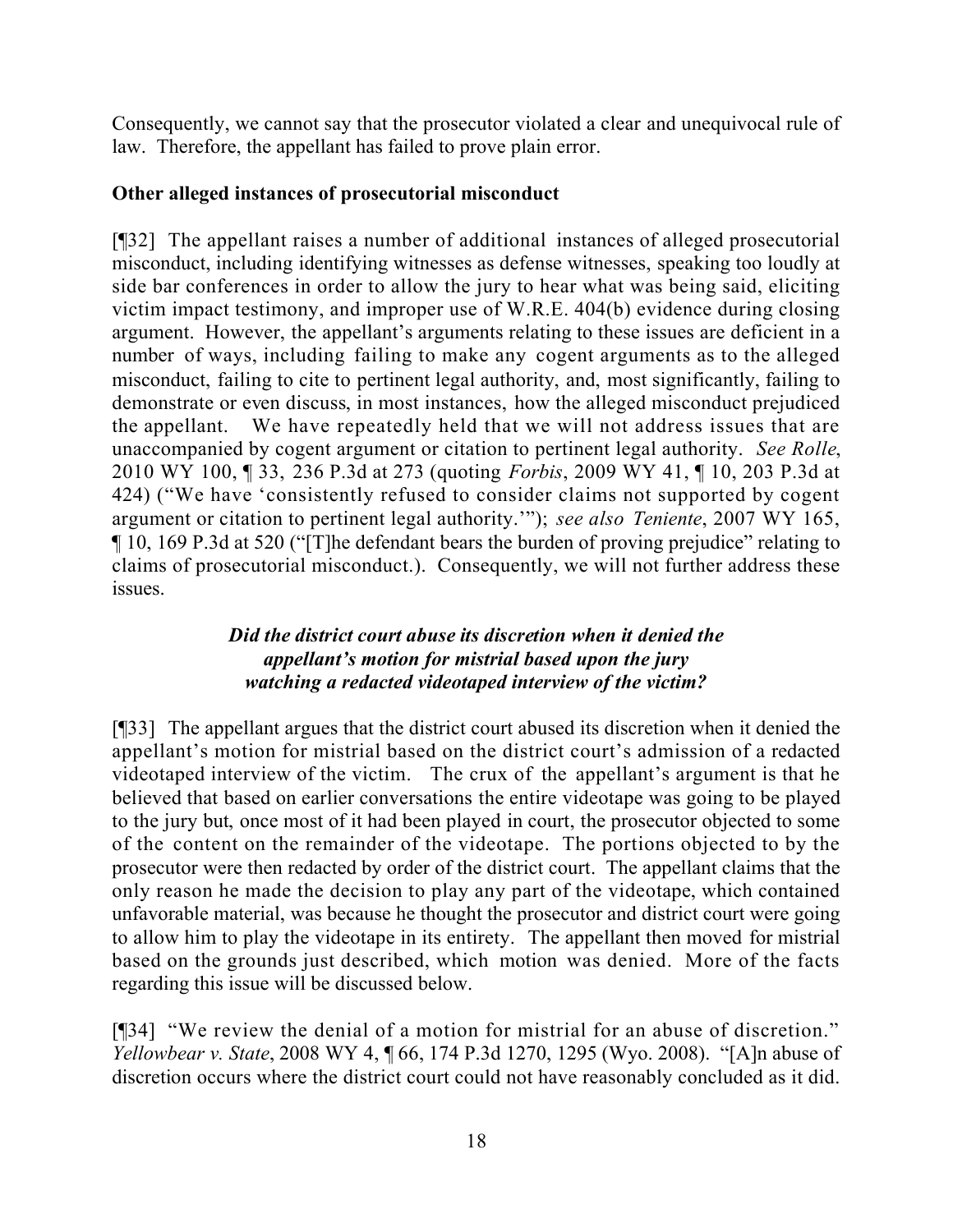Consequently, we cannot say that the prosecutor violated a clear and unequivocal rule of law. Therefore, the appellant has failed to prove plain error.

**Other alleged instances of prosecutorial misconduct**

[¶32] The appellant raises a number of additional instances of alleged prosecutorial misconduct, including identifying witnesses as defense witnesses, speaking too loudly at side bar conferences in order to allow the jury to hear what was being said, eliciting victim impact testimony, and improper use of W.R.E. 404(b) evidence during closing argument. However, the appellant's arguments relating to these issues are deficient in a number of ways, including failing to make any cogent arguments as to the alleged misconduct, failing to cite to pertinent legal authority, and, most significantly, failing to demonstrate or even discuss, in most instances, how the alleged misconduct prejudiced the appellant. We have repeatedly held that we will not address issues that are unaccompanied by cogent argument or citation to pertinent legal authority. *See Rolle*, 2010 WY 100, ¶ 33, 236 P.3d at 273 (quoting *Forbis*, 2009 WY 41, ¶ 10, 203 P.3d at 424) ("We have 'consistently refused to consider claims not supported by cogent argument or citation to pertinent legal authority.'"); *see also Teniente*, 2007 WY 165, ¶ 10, 169 P.3d at 520 ("[T]he defendant bears the burden of proving prejudice" relating to claims of prosecutorial misconduct.). Consequently, we will not further address these issues.

***Did the district court abuse its discretion when it denied the appellant's motion for mistrial based upon the jury watching a redacted videotaped interview of the victim?***

[¶33] The appellant argues that the district court abused its discretion when it denied the appellant's motion for mistrial based on the district court's admission of a redacted videotaped interview of the victim. The crux of the appellant's argument is that he believed that based on earlier conversations the entire videotape was going to be played to the jury but, once most of it had been played in court, the prosecutor objected to some of the content on the remainder of the videotape. The portions objected to by the prosecutor were then redacted by order of the district court. The appellant claims that the only reason he made the decision to play any part of the videotape, which contained unfavorable material, was because he thought the prosecutor and district court were going to allow him to play the videotape in its entirety. The appellant then moved for mistrial based on the grounds just described, which motion was denied. More of the facts regarding this issue will be discussed below.

[¶34] "We review the denial of a motion for mistrial for an abuse of discretion." *Yellowbear v. State*, 2008 WY 4, ¶ 66, 174 P.3d 1270, 1295 (Wyo. 2008). "[A]n abuse of discretion occurs where the district court could not have reasonably concluded as it did.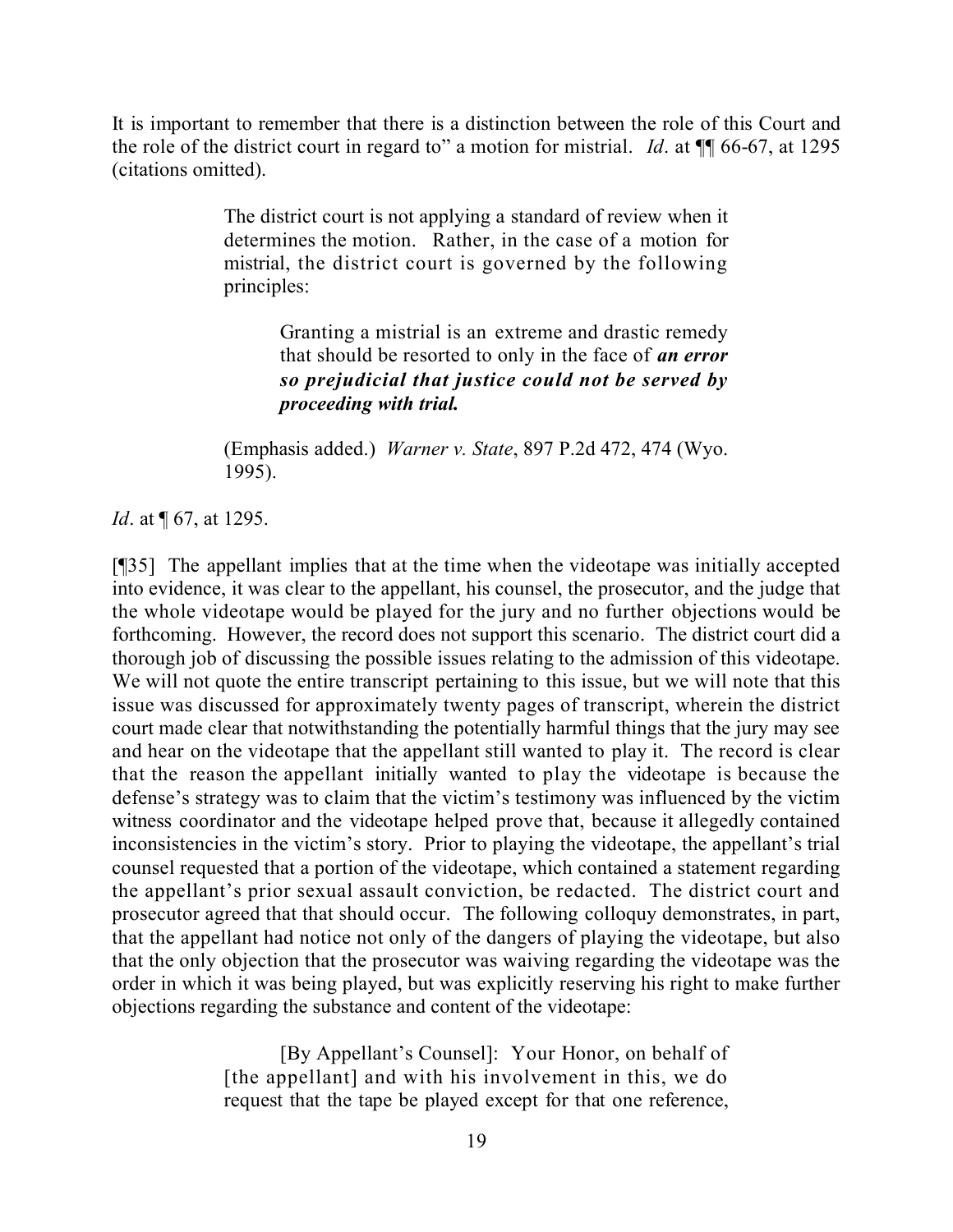It is important to remember that there is a distinction between the role of this Court and the role of the district court in regard to" a motion for mistrial. *Id*. at ¶¶ 66-67, at 1295 (citations omitted).

> The district court is not applying a standard of review when it determines the motion. Rather, in the case of a motion for mistrial, the district court is governed by the following principles:
>
> > Granting a mistrial is an extreme and drastic remedy that should be resorted to only in the face of ***an error so prejudicial that justice could not be served by proceeding with trial.***
>
> (Emphasis added.) *Warner v. State*, 897 P.2d 472, 474 (Wyo. 1995).

*Id*. at ¶ 67, at 1295.

[¶35] The appellant implies that at the time when the videotape was initially accepted into evidence, it was clear to the appellant, his counsel, the prosecutor, and the judge that the whole videotape would be played for the jury and no further objections would be forthcoming. However, the record does not support this scenario. The district court did a thorough job of discussing the possible issues relating to the admission of this videotape. We will not quote the entire transcript pertaining to this issue, but we will note that this issue was discussed for approximately twenty pages of transcript, wherein the district court made clear that notwithstanding the potentially harmful things that the jury may see and hear on the videotape that the appellant still wanted to play it. The record is clear that the reason the appellant initially wanted to play the videotape is because the defense's strategy was to claim that the victim's testimony was influenced by the victim witness coordinator and the videotape helped prove that, because it allegedly contained inconsistencies in the victim's story. Prior to playing the videotape, the appellant's trial counsel requested that a portion of the videotape, which contained a statement regarding the appellant's prior sexual assault conviction, be redacted. The district court and prosecutor agreed that that should occur. The following colloquy demonstrates, in part, that the appellant had notice not only of the dangers of playing the videotape, but also that the only objection that the prosecutor was waiving regarding the videotape was the order in which it was being played, but was explicitly reserving his right to make further objections regarding the substance and content of the videotape:

> [By Appellant's Counsel]: Your Honor, on behalf of [the appellant] and with his involvement in this, we do request that the tape be played except for that one reference,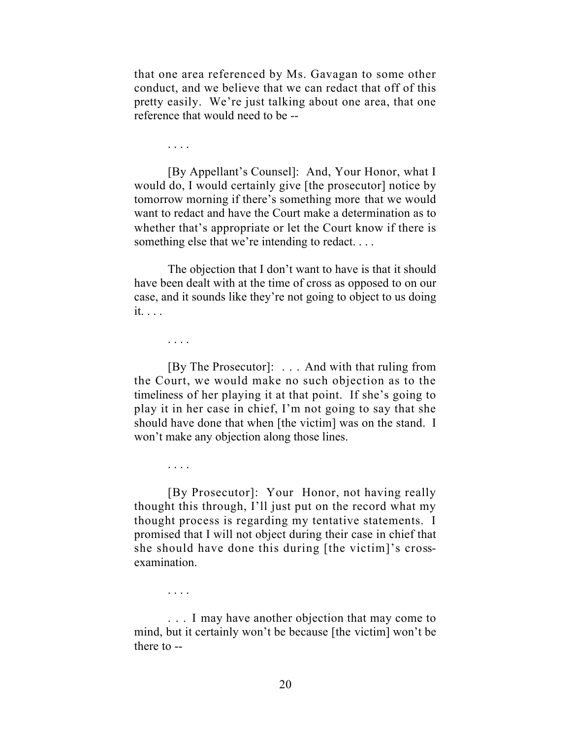that one area referenced by Ms. Gavagan to some other conduct, and we believe that we can redact that off of this pretty easily. We're just talking about one area, that one reference that would need to be --

. . . .

[By Appellant's Counsel]: And, Your Honor, what I would do, I would certainly give [the prosecutor] notice by tomorrow morning if there's something more that we would want to redact and have the Court make a determination as to whether that's appropriate or let the Court know if there is something else that we're intending to redact. . . .

The objection that I don't want to have is that it should have been dealt with at the time of cross as opposed to on our case, and it sounds like they're not going to object to us doing it. . . .

. . . .

[By The Prosecutor]: . . . And with that ruling from the Court, we would make no such objection as to the timeliness of her playing it at that point. If she's going to play it in her case in chief, I'm not going to say that she should have done that when [the victim] was on the stand. I won't make any objection along those lines.

. . . .

[By Prosecutor]: Your Honor, not having really thought this through, I'll just put on the record what my thought process is regarding my tentative statements. I promised that I will not object during their case in chief that she should have done this during [the victim]'s cross-examination.

. . . .

. . . I may have another objection that may come to mind, but it certainly won't be because [the victim] won't be there to --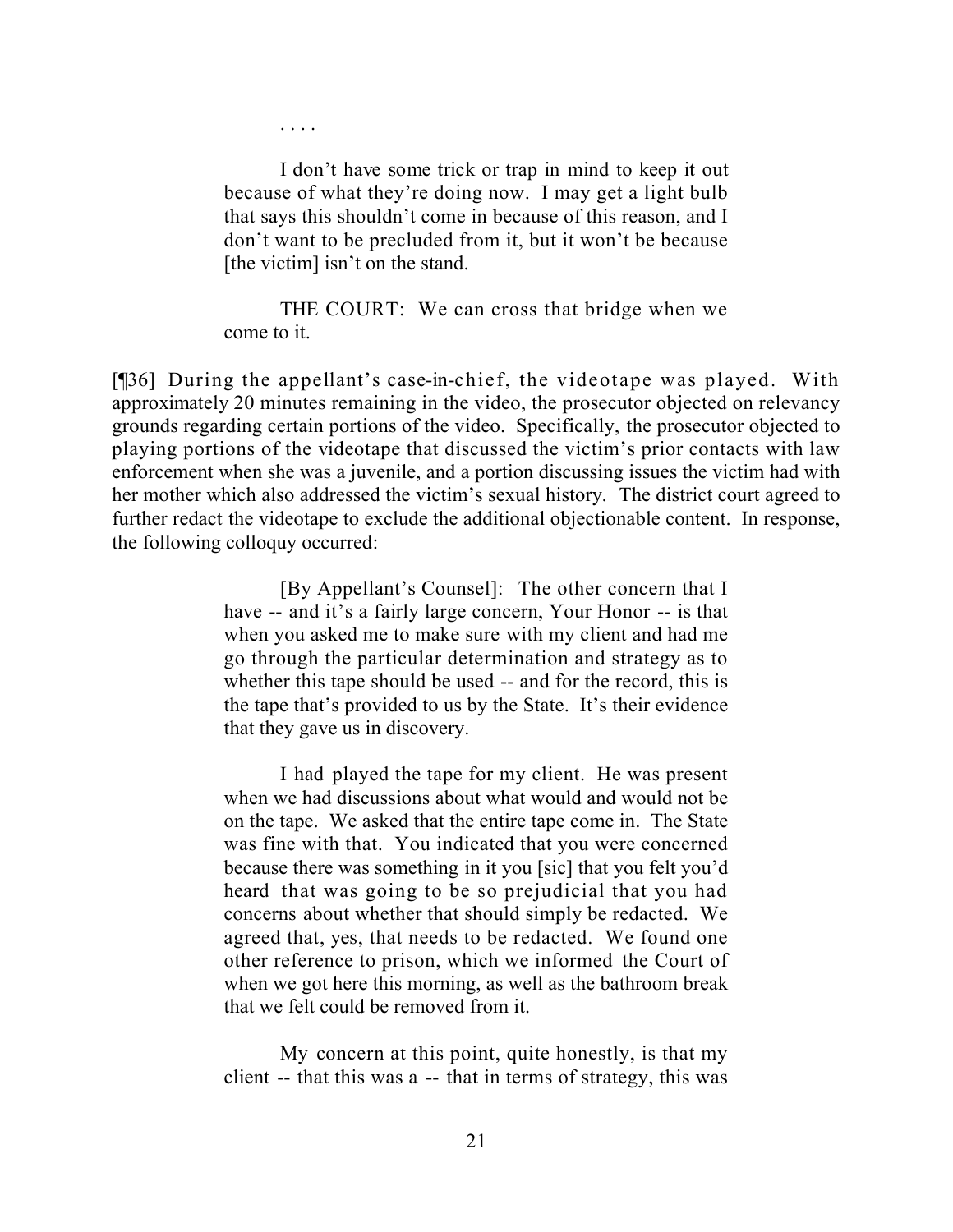. . . .

I don't have some trick or trap in mind to keep it out because of what they're doing now. I may get a light bulb that says this shouldn't come in because of this reason, and I don't want to be precluded from it, but it won't be because [the victim] isn't on the stand.

THE COURT: We can cross that bridge when we come to it.

[¶36] During the appellant's case-in-chief, the videotape was played. With approximately 20 minutes remaining in the video, the prosecutor objected on relevancy grounds regarding certain portions of the video. Specifically, the prosecutor objected to playing portions of the videotape that discussed the victim's prior contacts with law enforcement when she was a juvenile, and a portion discussing issues the victim had with her mother which also addressed the victim's sexual history. The district court agreed to further redact the videotape to exclude the additional objectionable content. In response, the following colloquy occurred:

[By Appellant's Counsel]: The other concern that I have -- and it's a fairly large concern, Your Honor -- is that when you asked me to make sure with my client and had me go through the particular determination and strategy as to whether this tape should be used -- and for the record, this is the tape that's provided to us by the State. It's their evidence that they gave us in discovery.

I had played the tape for my client. He was present when we had discussions about what would and would not be on the tape. We asked that the entire tape come in. The State was fine with that. You indicated that you were concerned because there was something in it you [sic] that you felt you'd heard that was going to be so prejudicial that you had concerns about whether that should simply be redacted. We agreed that, yes, that needs to be redacted. We found one other reference to prison, which we informed the Court of when we got here this morning, as well as the bathroom break that we felt could be removed from it.

My concern at this point, quite honestly, is that my client -- that this was a -- that in terms of strategy, this was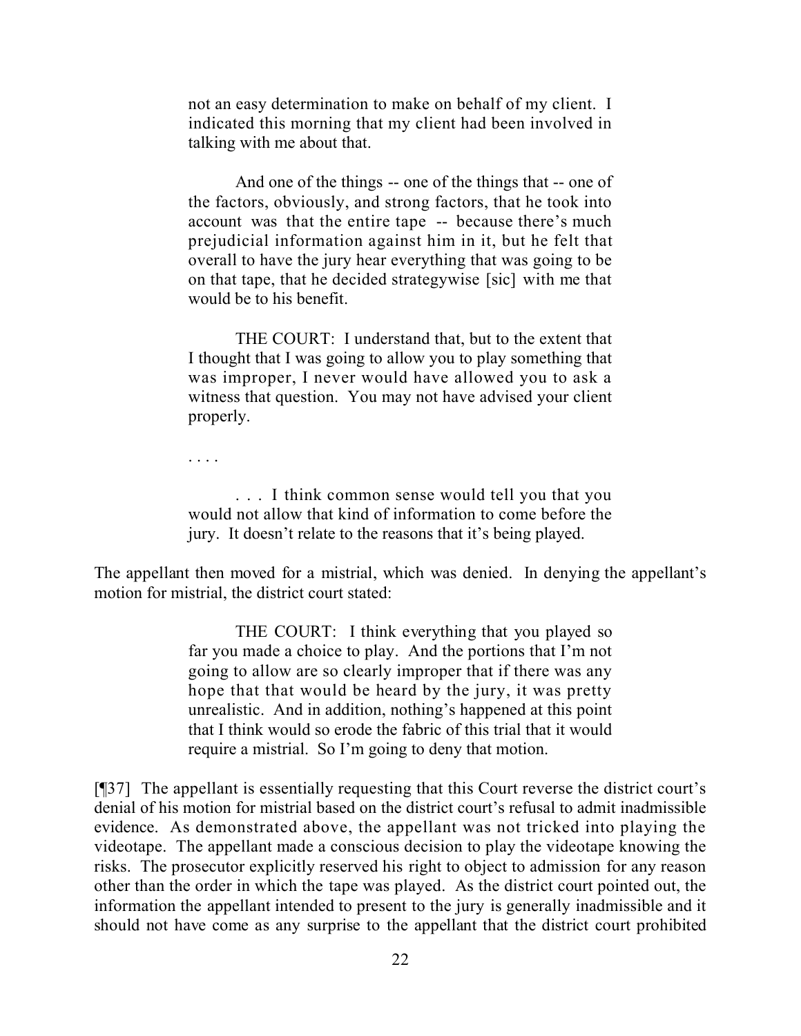> not an easy determination to make on behalf of my client. I indicated this morning that my client had been involved in talking with me about that.
>
> And one of the things -- one of the things that -- one of the factors, obviously, and strong factors, that he took into account was that the entire tape -- because there's much prejudicial information against him in it, but he felt that overall to have the jury hear everything that was going to be on that tape, that he decided strategywise [sic] with me that would be to his benefit.
>
> THE COURT: I understand that, but to the extent that I thought that I was going to allow you to play something that was improper, I never would have allowed you to ask a witness that question. You may not have advised your client properly.
>
> . . . .
>
> . . . I think common sense would tell you that you would not allow that kind of information to come before the jury. It doesn't relate to the reasons that it's being played.

The appellant then moved for a mistrial, which was denied. In denying the appellant's motion for mistrial, the district court stated:

> THE COURT: I think everything that you played so far you made a choice to play. And the portions that I'm not going to allow are so clearly improper that if there was any hope that that would be heard by the jury, it was pretty unrealistic. And in addition, nothing's happened at this point that I think would so erode the fabric of this trial that it would require a mistrial. So I'm going to deny that motion.

[¶37] The appellant is essentially requesting that this Court reverse the district court's denial of his motion for mistrial based on the district court's refusal to admit inadmissible evidence. As demonstrated above, the appellant was not tricked into playing the videotape. The appellant made a conscious decision to play the videotape knowing the risks. The prosecutor explicitly reserved his right to object to admission for any reason other than the order in which the tape was played. As the district court pointed out, the information the appellant intended to present to the jury is generally inadmissible and it should not have come as any surprise to the appellant that the district court prohibited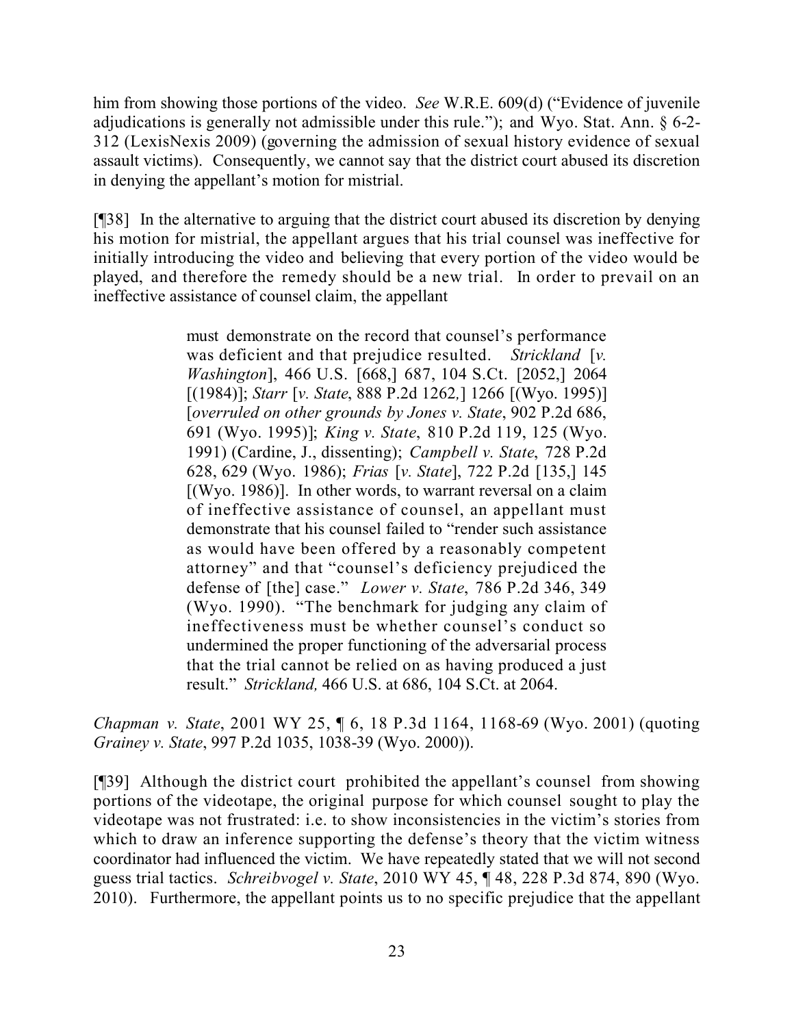him from showing those portions of the video. *See* W.R.E. 609(d) ("Evidence of juvenile adjudications is generally not admissible under this rule."); and Wyo. Stat. Ann. § 6-2-312 (LexisNexis 2009) (governing the admission of sexual history evidence of sexual assault victims). Consequently, we cannot say that the district court abused its discretion in denying the appellant's motion for mistrial.

[¶38] In the alternative to arguing that the district court abused its discretion by denying his motion for mistrial, the appellant argues that his trial counsel was ineffective for initially introducing the video and believing that every portion of the video would be played, and therefore the remedy should be a new trial. In order to prevail on an ineffective assistance of counsel claim, the appellant

> must demonstrate on the record that counsel's performance was deficient and that prejudice resulted. *Strickland* [*v. Washington*], 466 U.S. [668,] 687, 104 S.Ct. [2052,] 2064 [(1984)]; *Starr* [*v. State*, 888 P.2d 1262,] 1266 [(Wyo. 1995)] [*overruled on other grounds by Jones v. State*, 902 P.2d 686, 691 (Wyo. 1995)]; *King v. State*, 810 P.2d 119, 125 (Wyo. 1991) (Cardine, J., dissenting); *Campbell v. State*, 728 P.2d 628, 629 (Wyo. 1986); *Frias* [*v. State*], 722 P.2d [135,] 145 [(Wyo. 1986)]. In other words, to warrant reversal on a claim of ineffective assistance of counsel, an appellant must demonstrate that his counsel failed to "render such assistance as would have been offered by a reasonably competent attorney" and that "counsel's deficiency prejudiced the defense of [the] case." *Lower v. State*, 786 P.2d 346, 349 (Wyo. 1990). "The benchmark for judging any claim of ineffectiveness must be whether counsel's conduct so undermined the proper functioning of the adversarial process that the trial cannot be relied on as having produced a just result." *Strickland,* 466 U.S. at 686, 104 S.Ct. at 2064.

*Chapman v. State*, 2001 WY 25, ¶ 6, 18 P.3d 1164, 1168-69 (Wyo. 2001) (quoting *Grainey v. State*, 997 P.2d 1035, 1038-39 (Wyo. 2000)).

[¶39] Although the district court prohibited the appellant's counsel from showing portions of the videotape, the original purpose for which counsel sought to play the videotape was not frustrated: i.e. to show inconsistencies in the victim's stories from which to draw an inference supporting the defense's theory that the victim witness coordinator had influenced the victim. We have repeatedly stated that we will not second guess trial tactics. *Schreibvogel v. State*, 2010 WY 45, ¶ 48, 228 P.3d 874, 890 (Wyo. 2010). Furthermore, the appellant points us to no specific prejudice that the appellant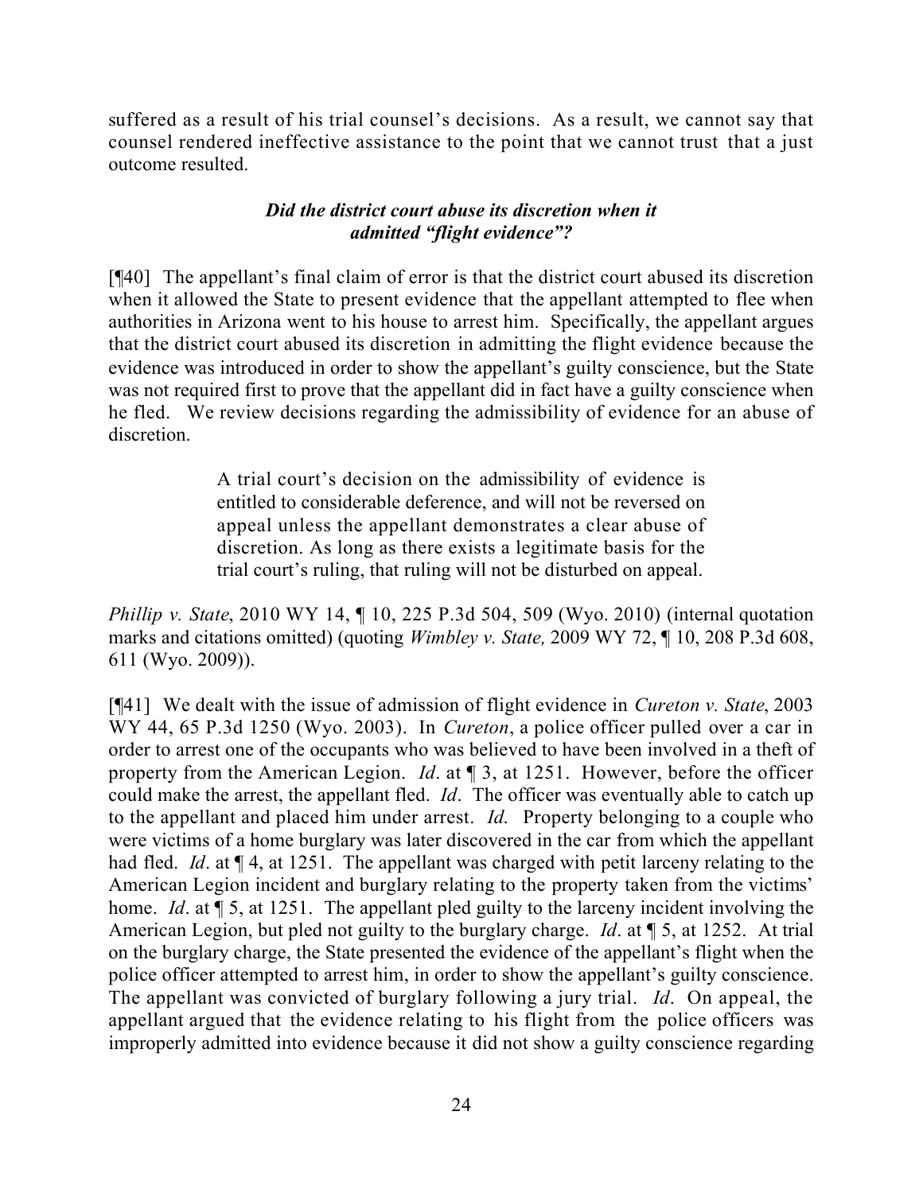suffered as a result of his trial counsel's decisions. As a result, we cannot say that counsel rendered ineffective assistance to the point that we cannot trust that a just outcome resulted.

### *Did the district court abuse its discretion when it admitted "flight evidence"?*

[¶40] The appellant's final claim of error is that the district court abused its discretion when it allowed the State to present evidence that the appellant attempted to flee when authorities in Arizona went to his house to arrest him. Specifically, the appellant argues that the district court abused its discretion in admitting the flight evidence because the evidence was introduced in order to show the appellant's guilty conscience, but the State was not required first to prove that the appellant did in fact have a guilty conscience when he fled. We review decisions regarding the admissibility of evidence for an abuse of discretion.

> A trial court's decision on the admissibility of evidence is entitled to considerable deference, and will not be reversed on appeal unless the appellant demonstrates a clear abuse of discretion. As long as there exists a legitimate basis for the trial court's ruling, that ruling will not be disturbed on appeal.

*Phillip v. State*, 2010 WY 14, ¶ 10, 225 P.3d 504, 509 (Wyo. 2010) (internal quotation marks and citations omitted) (quoting *Wimbley v. State,* 2009 WY 72, ¶ 10, 208 P.3d 608, 611 (Wyo. 2009)).

[¶41] We dealt with the issue of admission of flight evidence in *Cureton v. State*, 2003 WY 44, 65 P.3d 1250 (Wyo. 2003). In *Cureton*, a police officer pulled over a car in order to arrest one of the occupants who was believed to have been involved in a theft of property from the American Legion. *Id*. at ¶ 3, at 1251. However, before the officer could make the arrest, the appellant fled. *Id*. The officer was eventually able to catch up to the appellant and placed him under arrest. *Id.* Property belonging to a couple who were victims of a home burglary was later discovered in the car from which the appellant had fled. *Id*. at ¶ 4, at 1251. The appellant was charged with petit larceny relating to the American Legion incident and burglary relating to the property taken from the victims' home. *Id*. at ¶ 5, at 1251. The appellant pled guilty to the larceny incident involving the American Legion, but pled not guilty to the burglary charge. *Id*. at ¶ 5, at 1252. At trial on the burglary charge, the State presented the evidence of the appellant's flight when the police officer attempted to arrest him, in order to show the appellant's guilty conscience. The appellant was convicted of burglary following a jury trial. *Id*. On appeal, the appellant argued that the evidence relating to his flight from the police officers was improperly admitted into evidence because it did not show a guilty conscience regarding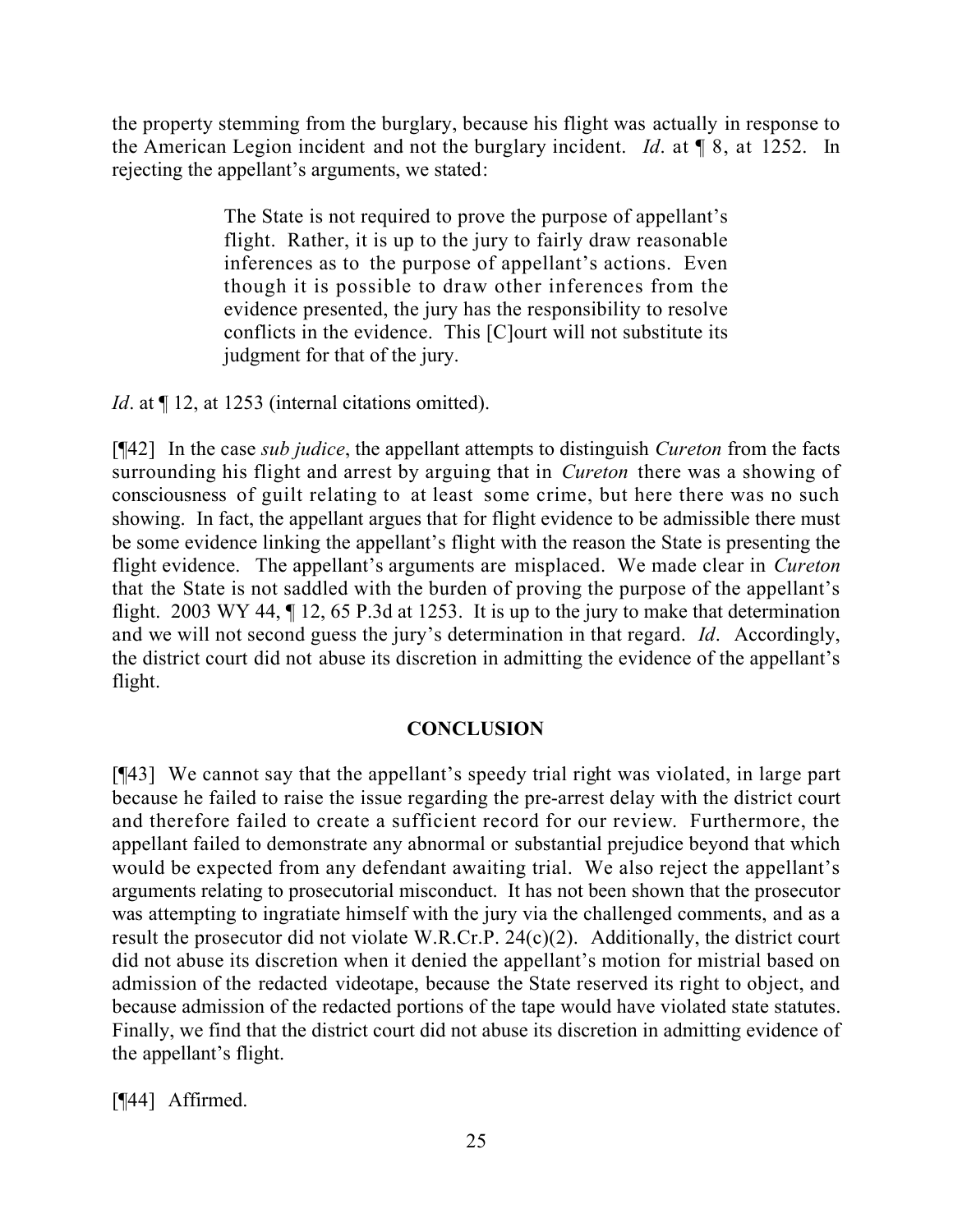the property stemming from the burglary, because his flight was actually in response to the American Legion incident and not the burglary incident. *Id*. at ¶ 8, at 1252. In rejecting the appellant's arguments, we stated:

> The State is not required to prove the purpose of appellant's flight. Rather, it is up to the jury to fairly draw reasonable inferences as to the purpose of appellant's actions. Even though it is possible to draw other inferences from the evidence presented, the jury has the responsibility to resolve conflicts in the evidence. This [C]ourt will not substitute its judgment for that of the jury.

*Id*. at ¶ 12, at 1253 (internal citations omitted).

[¶42] In the case *sub judice*, the appellant attempts to distinguish *Cureton* from the facts surrounding his flight and arrest by arguing that in *Cureton* there was a showing of consciousness of guilt relating to at least some crime, but here there was no such showing. In fact, the appellant argues that for flight evidence to be admissible there must be some evidence linking the appellant's flight with the reason the State is presenting the flight evidence. The appellant's arguments are misplaced. We made clear in *Cureton* that the State is not saddled with the burden of proving the purpose of the appellant's flight. 2003 WY 44, ¶ 12, 65 P.3d at 1253. It is up to the jury to make that determination and we will not second guess the jury's determination in that regard. *Id*. Accordingly, the district court did not abuse its discretion in admitting the evidence of the appellant's flight.

## CONCLUSION

[¶43] We cannot say that the appellant's speedy trial right was violated, in large part because he failed to raise the issue regarding the pre-arrest delay with the district court and therefore failed to create a sufficient record for our review. Furthermore, the appellant failed to demonstrate any abnormal or substantial prejudice beyond that which would be expected from any defendant awaiting trial. We also reject the appellant's arguments relating to prosecutorial misconduct. It has not been shown that the prosecutor was attempting to ingratiate himself with the jury via the challenged comments, and as a result the prosecutor did not violate W.R.Cr.P. 24(c)(2). Additionally, the district court did not abuse its discretion when it denied the appellant's motion for mistrial based on admission of the redacted videotape, because the State reserved its right to object, and because admission of the redacted portions of the tape would have violated state statutes. Finally, we find that the district court did not abuse its discretion in admitting evidence of the appellant's flight.

[¶44] Affirmed.